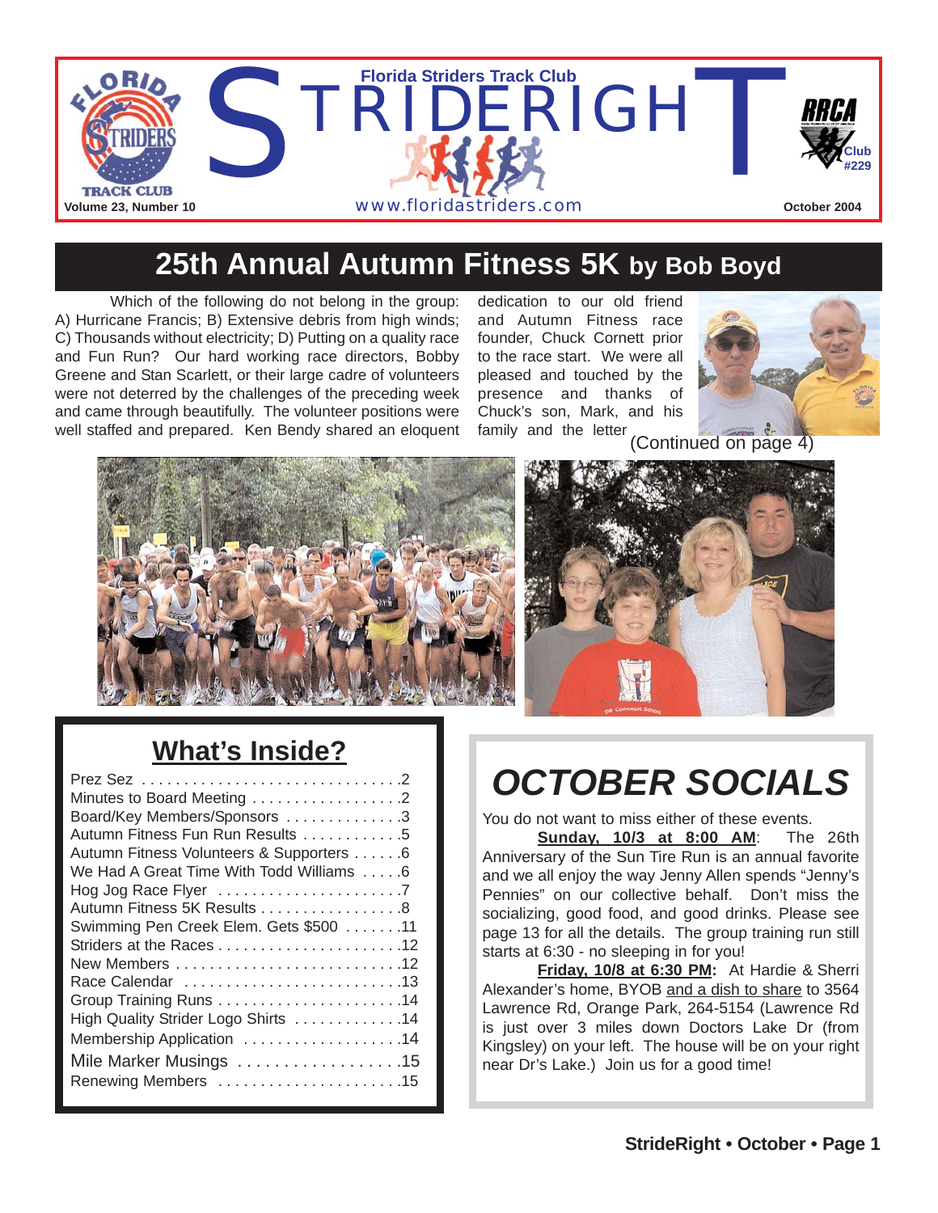# STRIDERIGHT

Florida Striders Track Club

www.floridastriders.com

Volume 23, Number 10 — October 2004

RRCA Club #229

## 25th Annual Autumn Fitness 5K by Bob Boyd

Which of the following do not belong in the group: A) Hurricane Francis; B) Extensive debris from high winds; C) Thousands without electricity; D) Putting on a quality race and Fun Run? Our hard working race directors, Bobby Greene and Stan Scarlett, or their large cadre of volunteers were not deterred by the challenges of the preceding week and came through beautifully. The volunteer positions were well staffed and prepared. Ken Bendy shared an eloquent dedication to our old friend and Autumn Fitness race founder, Chuck Cornett prior to the race start. We were all pleased and touched by the presence and thanks of Chuck's son, Mark, and his family and the letter (Continued on page 4)

## What's Inside?

- Prez Sez . . . 2
- Minutes to Board Meeting . . . 2
- Board/Key Members/Sponsors . . . 3
- Autumn Fitness Fun Run Results . . . 5
- Autumn Fitness Volunteers & Supporters . . . 6
- We Had A Great Time With Todd Williams . . . 6
- Hog Jog Race Flyer . . . 7
- Autumn Fitness 5K Results . . . 8
- Swimming Pen Creek Elem. Gets $500 . . . 11
- Striders at the Races . . . 12
- New Members . . . 12
- Race Calendar . . . 13
- Group Training Runs . . . 14
- High Quality Strider Logo Shirts . . . 14
- Membership Application . . . 14
- Mile Marker Musings . . . 15
- Renewing Members . . . 15

## *OCTOBER SOCIALS*

You do not want to miss either of these events.

**Sunday, 10/3 at 8:00 AM**: The 26th Anniversary of the Sun Tire Run is an annual favorite and we all enjoy the way Jenny Allen spends "Jenny's Pennies" on our collective behalf. Don't miss the socializing, good food, and good drinks. Please see page 13 for all the details. The group training run still starts at 6:30 - no sleeping in for you!

**Friday, 10/8 at 6:30 PM:** At Hardie & Sherri Alexander's home, BYOB and a dish to share to 3564 Lawrence Rd, Orange Park, 264-5154 (Lawrence Rd is just over 3 miles down Doctors Lake Dr (from Kingsley) on your left. The house will be on your right near Dr's Lake.) Join us for a good time!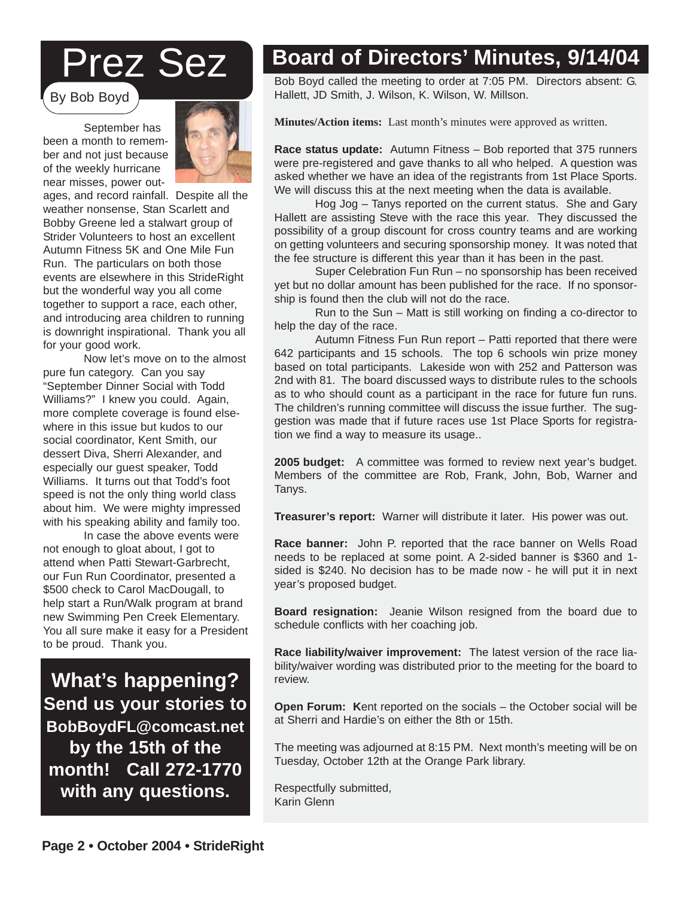# Prez Sez

By Bob Boyd

September has been a month to remember and not just because of the weekly hurricane near misses, power outages, and record rainfall. Despite all the weather nonsense, Stan Scarlett and Bobby Greene led a stalwart group of Strider Volunteers to host an excellent Autumn Fitness 5K and One Mile Fun Run. The particulars on both those events are elsewhere in this StrideRight but the wonderful way you all come together to support a race, each other, and introducing area children to running is downright inspirational. Thank you all for your good work.

Now let's move on to the almost pure fun category. Can you say "September Dinner Social with Todd Williams?" I knew you could. Again, more complete coverage is found elsewhere in this issue but kudos to our social coordinator, Kent Smith, our dessert Diva, Sherri Alexander, and especially our guest speaker, Todd Williams. It turns out that Todd's foot speed is not the only thing world class about him. We were mighty impressed with his speaking ability and family too.

In case the above events were not enough to gloat about, I got to attend when Patti Stewart-Garbrecht, our Fun Run Coordinator, presented a $500 check to Carol MacDougall, to help start a Run/Walk program at brand new Swimming Pen Creek Elementary. You all sure make it easy for a President to be proud. Thank you.

**What's happening? Send us your stories to BobBoydFL@comcast.net by the 15th of the month! Call 272-1770 with any questions.**

# Board of Directors' Minutes, 9/14/04

Bob Boyd called the meeting to order at 7:05 PM. Directors absent: G. Hallett, JD Smith, J. Wilson, K. Wilson, W. Millson.

**Minutes/Action items:** Last month's minutes were approved as written.

**Race status update:** Autumn Fitness – Bob reported that 375 runners were pre-registered and gave thanks to all who helped. A question was asked whether we have an idea of the registrants from 1st Place Sports. We will discuss this at the next meeting when the data is available.

Hog Jog – Tanys reported on the current status. She and Gary Hallett are assisting Steve with the race this year. They discussed the possibility of a group discount for cross country teams and are working on getting volunteers and securing sponsorship money. It was noted that the fee structure is different this year than it has been in the past.

Super Celebration Fun Run – no sponsorship has been received yet but no dollar amount has been published for the race. If no sponsorship is found then the club will not do the race.

Run to the Sun – Matt is still working on finding a co-director to help the day of the race.

Autumn Fitness Fun Run report – Patti reported that there were 642 participants and 15 schools. The top 6 schools win prize money based on total participants. Lakeside won with 252 and Patterson was 2nd with 81. The board discussed ways to distribute rules to the schools as to who should count as a participant in the race for future fun runs. The children's running committee will discuss the issue further. The suggestion was made that if future races use 1st Place Sports for registration we find a way to measure its usage..

**2005 budget:** A committee was formed to review next year's budget. Members of the committee are Rob, Frank, John, Bob, Warner and Tanys.

**Treasurer's report:** Warner will distribute it later. His power was out.

**Race banner:** John P. reported that the race banner on Wells Road needs to be replaced at some point. A 2-sided banner is $360 and 1-sided is $240. No decision has to be made now - he will put it in next year's proposed budget.

**Board resignation:** Jeanie Wilson resigned from the board due to schedule conflicts with her coaching job.

**Race liability/waiver improvement:** The latest version of the race liability/waiver wording was distributed prior to the meeting for the board to review.

**Open Forum:** **K**ent reported on the socials – the October social will be at Sherri and Hardie's on either the 8th or 15th.

The meeting was adjourned at 8:15 PM. Next month's meeting will be on Tuesday, October 12th at the Orange Park library.

Respectfully submitted,
Karin Glenn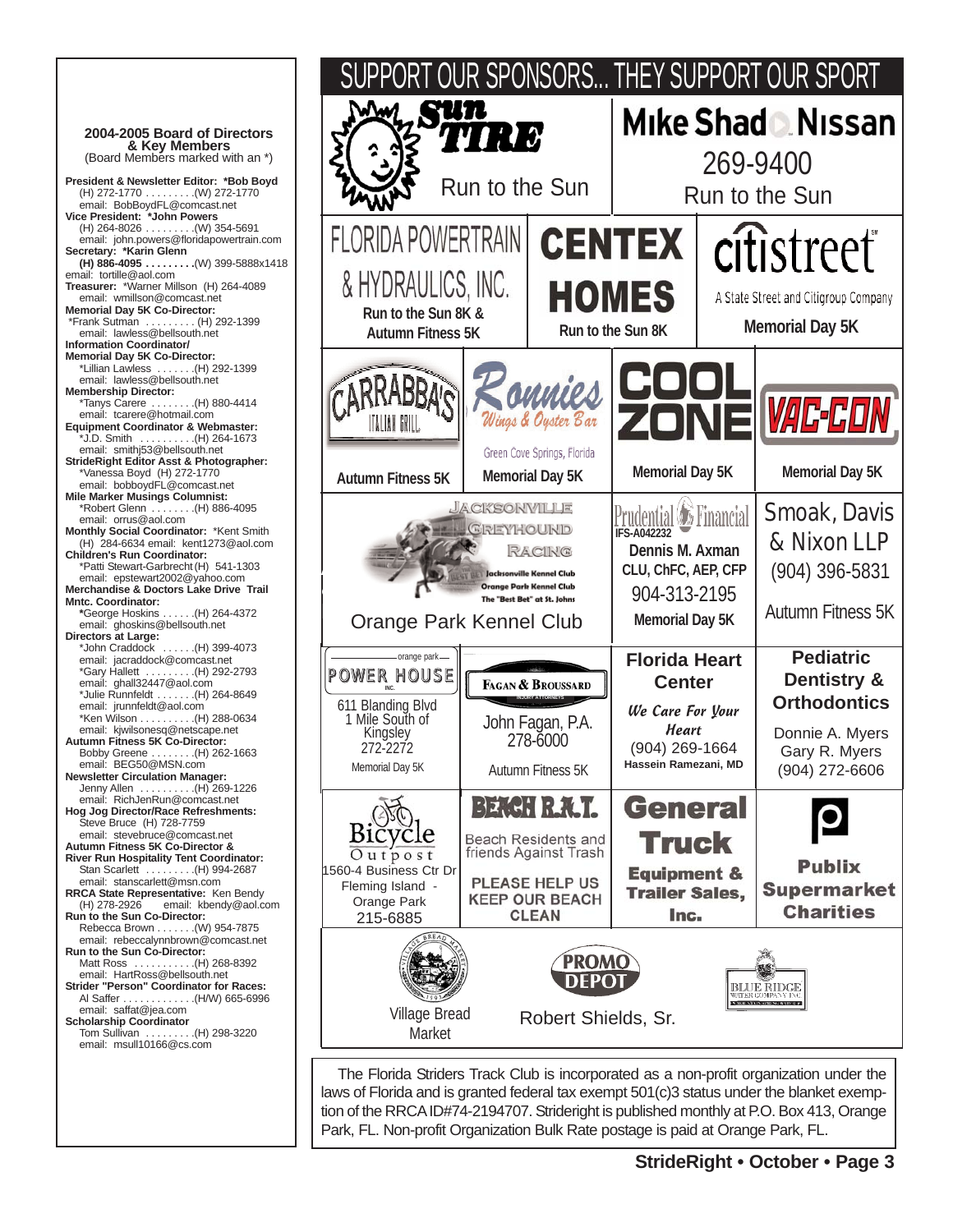## 2004-2005 Board of Directors & Key Members

(Board Members marked with an *)

**President & Newsletter Editor: *Bob Boyd**
(H) 272-1770 . . . . . . . . .(W) 272-1770
email: BobBoydFL@comcast.net

**Vice President: *John Powers**
(H) 264-8026 . . . . . . . . .(W) 354-5691
email: john.powers@floridapowertrain.com

**Secretary: *Karin Glenn**
**(H) 886-4095 . . . . . . . . .**(W) 399-5888x1418
email: tortille@aol.com

**Treasurer:** *Warner Millson (H) 264-4089
email: wmillson@comcast.net

**Memorial Day 5K Co-Director:**
*Frank Sutman . . . . . . . . . (H) 292-1399
email: lawless@bellsouth.net

**Information Coordinator/ Memorial Day 5K Co-Director:**
*Lillian Lawless . . . . . . .(H) 292-1399
email: lawless@bellsouth.net

**Membership Director:**
*Tanys Carere . . . . . . . .(H) 880-4414
email: tcarere@hotmail.com

**Equipment Coordinator & Webmaster:**
*J.D. Smith . . . . . . . . . .(H) 264-1673
email: smithj53@bellsouth.net

**StrideRight Editor Asst & Photographer:**
*Vanessa Boyd (H) 272-1770
email: bobboydFL@comcast.net

**Mile Marker Musings Columnist:**
*Robert Glenn . . . . . . . .(H) 886-4095
email: orrus@aol.com

**Monthly Social Coordinator:** *Kent Smith
(H) 284-6634 email: kent1273@aol.com

**Children's Run Coordinator:**
*Patti Stewart-Garbrecht (H) 541-1303
email: epstewart2002@yahoo.com

**Merchandise & Doctors Lake Drive Trail Mntc. Coordinator:**
*George Hoskins . . . . . .(H) 264-4372
email: ghoskins@bellsouth.net

**Directors at Large:**
*John Craddock . . . . . .(H) 399-4073
email: jacraddock@comcast.net
*Gary Hallett . . . . . . . . .(H) 292-2793
email: ghall32447@aol.com
*Julie Runnfeldt . . . . . . .(H) 264-8649
email: jrunnfeldt@aol.com
*Ken Wilson . . . . . . . . . .(H) 288-0634
email: kjwilsonesq@netscape.net

**Autumn Fitness 5K Co-Director:**
Bobby Greene . . . . . . . .(H) 262-1663
email: BEG50@MSN.com

**Newsletter Circulation Manager:**
Jenny Allen . . . . . . . . . .(H) 269-1226
email: RichJenRun@comcast.net

**Hog Jog Director/Race Refreshments:**
Steve Bruce (H) 728-7759
email: stevebruce@comcast.net

**Autumn Fitness 5K Co-Director & River Run Hospitality Tent Coordinator:**
Stan Scarlett . . . . . . . . .(H) 994-2687
email: stanscarlett@msn.com

**RRCA State Representative:** Ken Bendy
(H) 278-2926 email: kbendy@aol.com

**Run to the Sun Co-Director:**
Rebecca Brown . . . . . . .(W) 954-7875
email: rebeccalynnbrown@comcast.net

**Run to the Sun Co-Director:**
Matt Ross . . . . . . . . . . .(H) 268-8392
email: HartRoss@bellsouth.net

**Strider "Person" Coordinator for Races:**
Al Saffer . . . . . . . . . . . . .(H/W) 665-6996
email: saffat@jea.com

**Scholarship Coordinator**
Tom Sullivan . . . . . . . . .(H) 298-3220
email: msull10166@cs.com

# SUPPORT OUR SPONSORS... THEY SUPPORT OUR SPORT

- **Sun Tire** — Run to the Sun
- **Mike Shad Nissan** — 269-9400 — Run to the Sun
- **Florida Powertrain & Hydraulics, Inc.** — Run to the Sun 8K & Autumn Fitness 5K
- **Centex Homes** — Run to the Sun 8K
- **citistreet** — A State Street and Citigroup Company — Memorial Day 5K
- **Carrabba's Italian Grill** — Autumn Fitness 5K
- **Ronnies Wings & Oyster Bar**, Green Cove Springs, Florida — Memorial Day 5K
- **Cool Zone** — Memorial Day 5K
- **Vac-Con** — Memorial Day 5K
- **Jacksonville Greyhound Racing** — Jacksonville Kennel Club, Orange Park Kennel Club, The "Best Bet" at St. Johns — Orange Park Kennel Club
- **Prudential Financial** — IFS-A042232 — Dennis M. Axman, CLU, ChFC, AEP, CFP — 904-313-2195 — Memorial Day 5K
- **Smoak, Davis & Nixon LLP** — (904) 396-5831 — Autumn Fitness 5K
- **Orange Park Power House Inc.** — 611 Blanding Blvd, 1 Mile South of Kingsley — 272-2272 — Memorial Day 5K
- **Fagan & Broussard**, Injury Attorneys — John Fagan, P.A. — 278-6000 — Autumn Fitness 5K
- **Florida Heart Center** — We Care For Your Heart — (904) 269-1664 — Hassein Ramezani, MD
- **Pediatric Dentistry & Orthodontics** — Donnie A. Myers, Gary R. Myers — (904) 272-6606
- **Bicycle Outpost** — 1560-4 Business Ctr Dr, Fleming Island - Orange Park — 215-6885
- **Beach R.A.T.** — Beach Residents and friends Against Trash — PLEASE HELP US KEEP OUR BEACH CLEAN
- **General Truck Equipment & Trailer Sales, Inc.**
- **Publix Supermarket Charities**
- **Village Bread Market**
- **Promo Depot** — Robert Shields, Sr.
- **Blue Ridge Water Company Inc.**

The Florida Striders Track Club is incorporated as a non-profit organization under the laws of Florida and is granted federal tax exempt 501(c)3 status under the blanket exemption of the RRCA ID#74-2194707. Strideright is published monthly at P.O. Box 413, Orange Park, FL. Non-profit Organization Bulk Rate postage is paid at Orange Park, FL.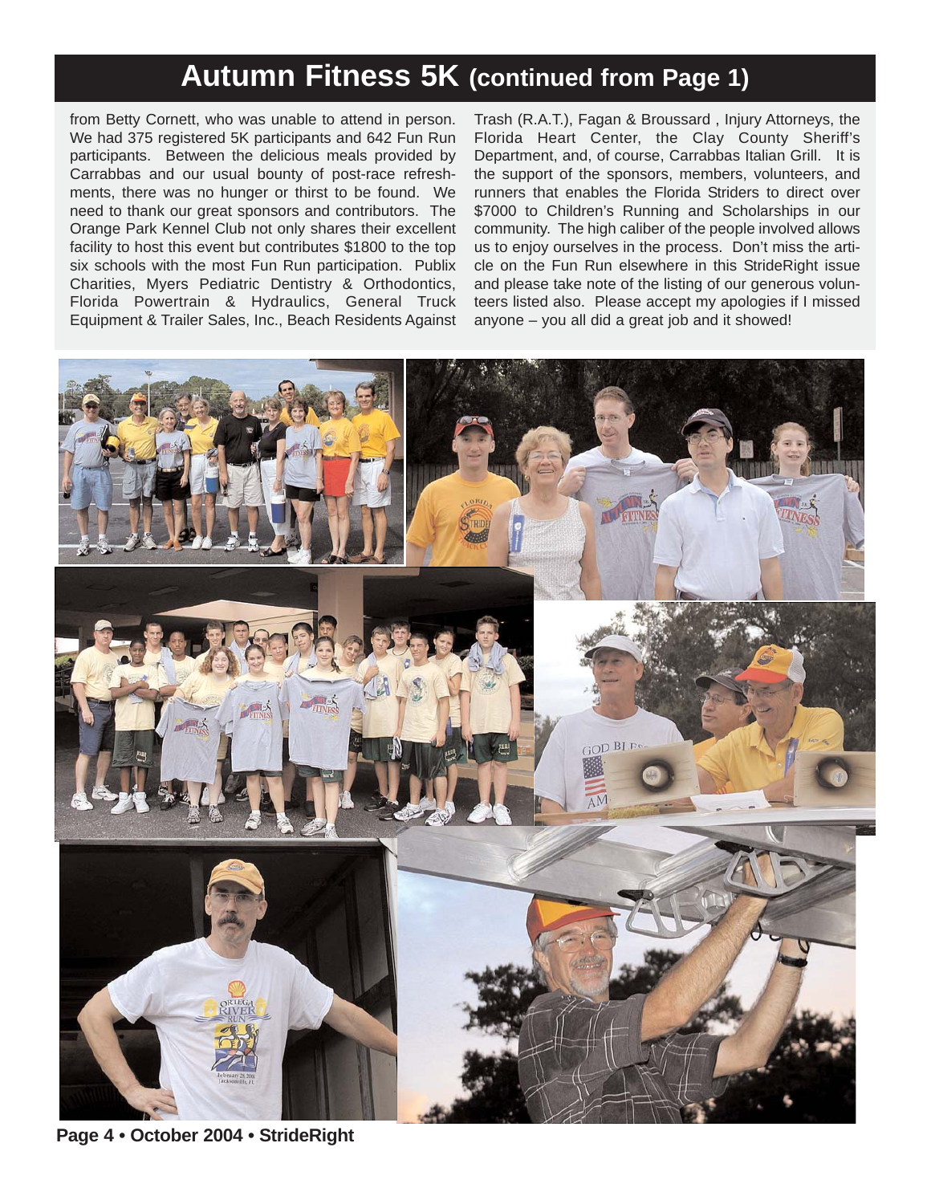# Autumn Fitness 5K (continued from Page 1)

from Betty Cornett, who was unable to attend in person. We had 375 registered 5K participants and 642 Fun Run participants. Between the delicious meals provided by Carrabbas and our usual bounty of post-race refreshments, there was no hunger or thirst to be found. We need to thank our great sponsors and contributors. The Orange Park Kennel Club not only shares their excellent facility to host this event but contributes $1800 to the top six schools with the most Fun Run participation. Publix Charities, Myers Pediatric Dentistry & Orthodontics, Florida Powertrain & Hydraulics, General Truck Equipment & Trailer Sales, Inc., Beach Residents Against Trash (R.A.T.), Fagan & Broussard , Injury Attorneys, the Florida Heart Center, the Clay County Sheriff's Department, and, of course, Carrabbas Italian Grill. It is the support of the sponsors, members, volunteers, and runners that enables the Florida Striders to direct over $7000 to Children's Running and Scholarships in our community. The high caliber of the people involved allows us to enjoy ourselves in the process. Don't miss the article on the Fun Run elsewhere in this StrideRight issue and please take note of the listing of our generous volunteers listed also. Please accept my apologies if I missed anyone – you all did a great job and it showed!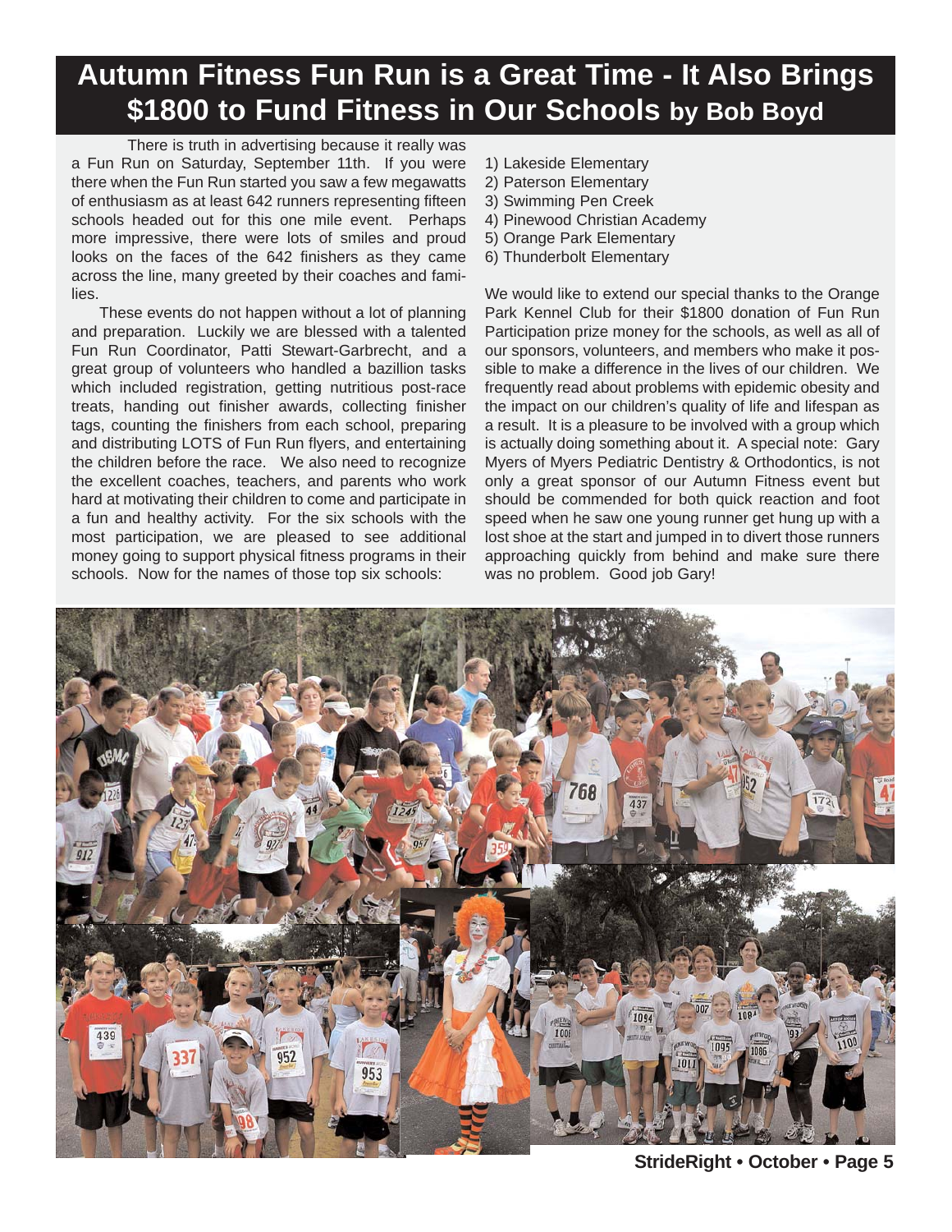# Autumn Fitness Fun Run is a Great Time - It Also Brings $1800 to Fund Fitness in Our Schools by Bob Boyd

There is truth in advertising because it really was a Fun Run on Saturday, September 11th. If you were there when the Fun Run started you saw a few megawatts of enthusiasm as at least 642 runners representing fifteen schools headed out for this one mile event. Perhaps more impressive, there were lots of smiles and proud looks on the faces of the 642 finishers as they came across the line, many greeted by their coaches and families.

These events do not happen without a lot of planning and preparation. Luckily we are blessed with a talented Fun Run Coordinator, Patti Stewart-Garbrecht, and a great group of volunteers who handled a bazillion tasks which included registration, getting nutritious post-race treats, handing out finisher awards, collecting finisher tags, counting the finishers from each school, preparing and distributing LOTS of Fun Run flyers, and entertaining the children before the race. We also need to recognize the excellent coaches, teachers, and parents who work hard at motivating their children to come and participate in a fun and healthy activity. For the six schools with the most participation, we are pleased to see additional money going to support physical fitness programs in their schools. Now for the names of those top six schools:

1) Lakeside Elementary
2) Paterson Elementary
3) Swimming Pen Creek
4) Pinewood Christian Academy
5) Orange Park Elementary
6) Thunderbolt Elementary

We would like to extend our special thanks to the Orange Park Kennel Club for their $1800 donation of Fun Run Participation prize money for the schools, as well as all of our sponsors, volunteers, and members who make it possible to make a difference in the lives of our children. We frequently read about problems with epidemic obesity and the impact on our children's quality of life and lifespan as a result. It is a pleasure to be involved with a group which is actually doing something about it. A special note: Gary Myers of Myers Pediatric Dentistry & Orthodontics, is not only a great sponsor of our Autumn Fitness event but should be commended for both quick reaction and foot speed when he saw one young runner get hung up with a lost shoe at the start and jumped in to divert those runners approaching quickly from behind and make sure there was no problem. Good job Gary!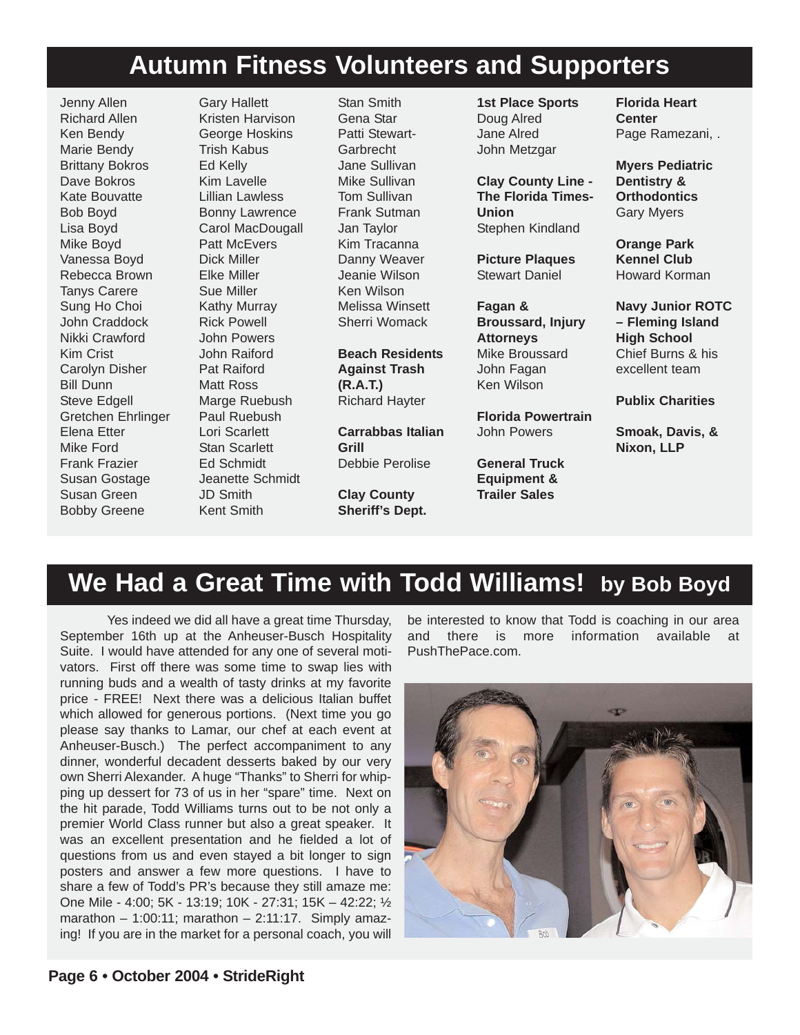# Autumn Fitness Volunteers and Supporters

Jenny Allen
Richard Allen
Ken Bendy
Marie Bendy
Brittany Bokros
Dave Bokros
Kate Bouvatte
Bob Boyd
Lisa Boyd
Mike Boyd
Vanessa Boyd
Rebecca Brown
Tanys Carere
Sung Ho Choi
John Craddock
Nikki Crawford
Kim Crist
Carolyn Disher
Bill Dunn
Steve Edgell
Gretchen Ehrlinger
Elena Etter
Mike Ford
Frank Frazier
Susan Gostage
Susan Green
Bobby Greene
Gary Hallett
Kristen Harvison
George Hoskins
Trish Kabus
Ed Kelly
Kim Lavelle
Lillian Lawless
Bonny Lawrence
Carol MacDougall
Patt McEvers
Dick Miller
Elke Miller
Sue Miller
Kathy Murray
Rick Powell
John Powers
John Raiford
Pat Raiford
Matt Ross
Marge Ruebush
Paul Ruebush
Lori Scarlett
Stan Scarlett
Ed Schmidt
Jeanette Schmidt
JD Smith
Kent Smith
Stan Smith
Gena Star
Patti Stewart-Garbrecht
Jane Sullivan
Mike Sullivan
Tom Sullivan
Frank Sutman
Jan Taylor
Kim Tracanna
Danny Weaver
Jeanie Wilson
Ken Wilson
Melissa Winsett
Sherri Womack

**Beach Residents Against Trash (R.A.T.)**
Richard Hayter

**Carrabbas Italian Grill**
Debbie Perolise

**Clay County Sheriff's Dept.**

**1st Place Sports**
Doug Alred
Jane Alred
John Metzgar

**Clay County Line - The Florida Times-Union**
Stephen Kindland

**Picture Plaques**
Stewart Daniel

**Fagan & Broussard, Injury Attorneys**
Mike Broussard
John Fagan
Ken Wilson

**Florida Powertrain**
John Powers

**General Truck Equipment & Trailer Sales**

**Florida Heart Center**
Page Ramezani, .

**Myers Pediatric Dentistry & Orthodontics**
Gary Myers

**Orange Park Kennel Club**
Howard Korman

**Navy Junior ROTC – Fleming Island High School**
Chief Burns & his excellent team

**Publix Charities**

**Smoak, Davis, & Nixon, LLP**

# We Had a Great Time with Todd Williams! by Bob Boyd

Yes indeed we did all have a great time Thursday, September 16th up at the Anheuser-Busch Hospitality Suite. I would have attended for any one of several motivators. First off there was some time to swap lies with running buds and a wealth of tasty drinks at my favorite price - FREE! Next there was a delicious Italian buffet which allowed for generous portions. (Next time you go please say thanks to Lamar, our chef at each event at Anheuser-Busch.) The perfect accompaniment to any dinner, wonderful decadent desserts baked by our very own Sherri Alexander. A huge "Thanks" to Sherri for whipping up dessert for 73 of us in her "spare" time. Next on the hit parade, Todd Williams turns out to be not only a premier World Class runner but also a great speaker. It was an excellent presentation and he fielded a lot of questions from us and even stayed a bit longer to sign posters and answer a few more questions. I have to share a few of Todd's PR's because they still amaze me: One Mile - 4:00; 5K - 13:19; 10K - 27:31; 15K – 42:22; ½ marathon – 1:00:11; marathon – 2:11:17. Simply amazing! If you are in the market for a personal coach, you will be interested to know that Todd is coaching in our area and there is more information available at PushThePace.com.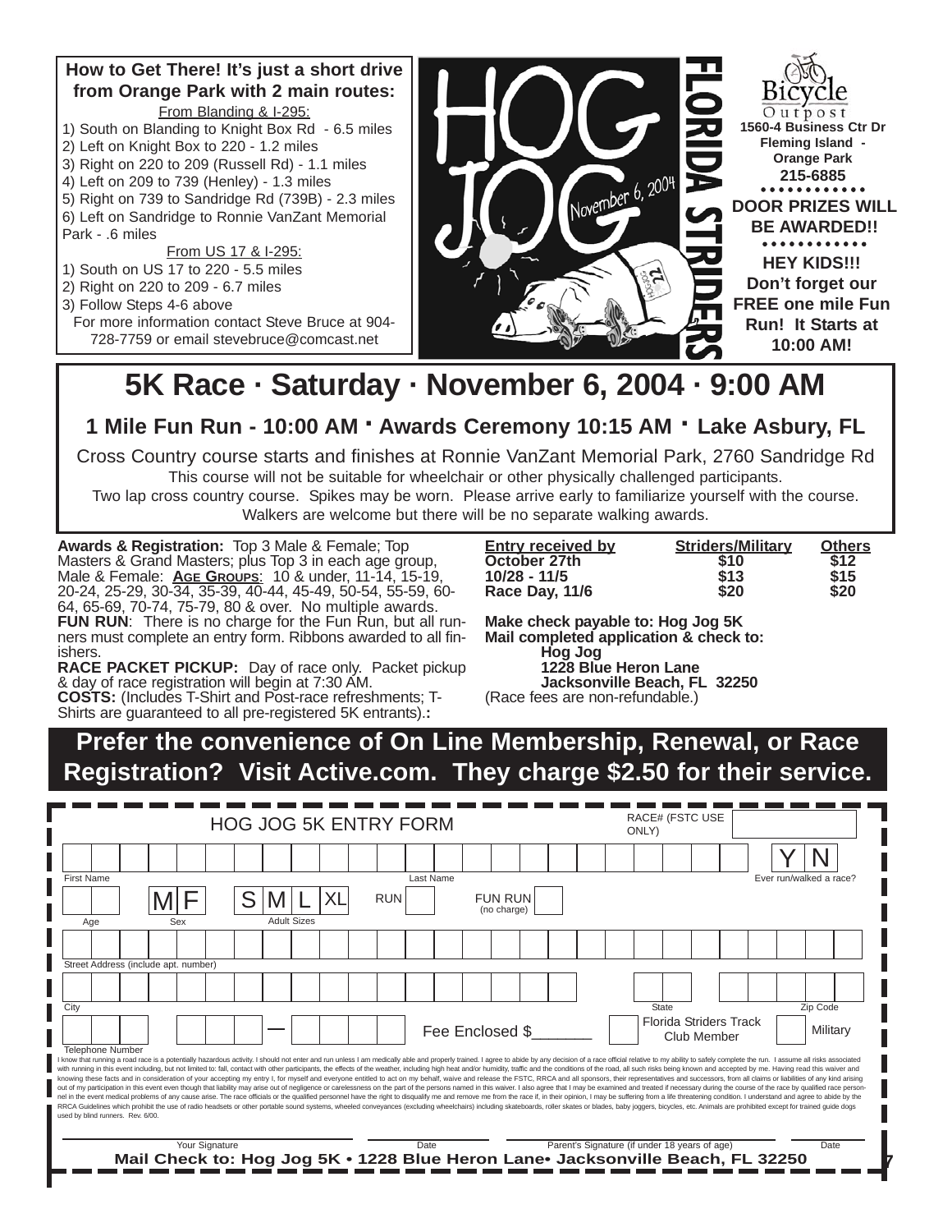**How to Get There! It's just a short drive from Orange Park with 2 main routes:**

From Blanding & I-295:

1) South on Blanding to Knight Box Rd - 6.5 miles
2) Left on Knight Box to 220 - 1.2 miles
3) Right on 220 to 209 (Russell Rd) - 1.1 miles
4) Left on 209 to 739 (Henley) - 1.3 miles
5) Right on 739 to Sandridge Rd (739B) - 2.3 miles
6) Left on Sandridge to Ronnie VanZant Memorial Park - .6 miles

From US 17 & I-295:

1) South on US 17 to 220 - 5.5 miles
2) Right on 220 to 209 - 6.7 miles
3) Follow Steps 4-6 above

For more information contact Steve Bruce at 904-728-7759 or email stevebruce@comcast.net

HOG JOG November 6, 2004

FLORIDA STRIDERS

Bicycle Outpost
1560-4 Business Ctr Dr
Fleming Island - Orange Park
215-6885

**DOOR PRIZES WILL BE AWARDED!!**

**HEY KIDS!!! Don't forget our FREE one mile Fun Run! It Starts at 10:00 AM!**

# 5K Race · Saturday · November 6, 2004 · 9:00 AM

## 1 Mile Fun Run - 10:00 AM · Awards Ceremony 10:15 AM · Lake Asbury, FL

Cross Country course starts and finishes at Ronnie VanZant Memorial Park, 2760 Sandridge Rd

This course will not be suitable for wheelchair or other physically challenged participants.
Two lap cross country course. Spikes may be worn. Please arrive early to familiarize yourself with the course.
Walkers are welcome but there will be no separate walking awards.

**Awards & Registration:** Top 3 Male & Female; Top Masters & Grand Masters; plus Top 3 in each age group, Male & Female: **Age Groups**: 10 & under, 11-14, 15-19, 20-24, 25-29, 30-34, 35-39, 40-44, 45-49, 50-54, 55-59, 60-64, 65-69, 70-74, 75-79, 80 & over. No multiple awards.

**FUN RUN**: There is no charge for the Fun Run, but all runners must complete an entry form. Ribbons awarded to all finishers.

**RACE PACKET PICKUP:** Day of race only. Packet pickup & day of race registration will begin at 7:30 AM.

**COSTS:** (Includes T-Shirt and Post-race refreshments; T-Shirts are guaranteed to all pre-registered 5K entrants).**:**

| Entry received by | Striders/Military | Others |
|---|---|---|
| October 27th | $10 | $12 |
| 10/28 - 11/5 | $13 | $15 |
| Race Day, 11/6 | $20 | $20 |

**Make check payable to: Hog Jog 5K**
**Mail completed application & check to:**
**Hog Jog**
**1228 Blue Heron Lane**
**Jacksonville Beach, FL 32250**
(Race fees are non-refundable.)

**Prefer the convenience of On Line Membership, Renewal, or Race Registration? Visit Active.com. They charge $2.50 for their service.**

HOG JOG 5K ENTRY FORM — RACE# (FSTC USE ONLY)

First Name — Last Name — Ever run/walked a race? Y N

Age — Sex M F — Adult Sizes S M L XL — RUN — FUN RUN (no charge)

Street Address (include apt. number)

City — State — Zip Code

Telephone Number — Fee Enclosed $_______ — Florida Striders Track Club Member — Military

I know that running a road race is a potentially hazardous activity. I should not enter and run unless I am medically able and properly trained. I agree to abide by any decision of a race official relative to my ability to safely complete the run. I assume all risks associated with running in this event including, but not limited to: fall, contact with other participants, the effects of the weather, including high heat and/or humidity, traffic and the conditions of the road, all such risks being known and accepted by me. Having read this waiver and knowing these facts and in consideration of your accepting my entry I, for myself and everyone entitled to act on my behalf, waive and release the FSTC, RRCA and all sponsors, their representatives and successors, from all claims or liabilities of any kind arising out of my participation in this event even though that liability may arise out of negligence or carelessness on the part of the persons named in this waiver. I also agree that I may be examined and treated if necessary during the course of the race by qualified race personnel in the event medical problems of any cause arise. The race officials or the qualified personnel have the right to disqualify me and remove me from the race if, in their opinion, I may be suffering from a life threatening condition. I understand and agree to abide by the RRCA Guidelines which prohibit the use of radio headsets or other portable sound systems, wheeled conveyances (excluding wheelchairs) including skateboards, roller skates or blades, baby joggers, bicycles, etc. Animals are prohibited except for trained guide dogs used by blind runners. Rev. 6/00.

Your Signature ________ Date ________ Parent's Signature (if under 18 years of age) ________ Date ________

**Mail Check to: Hog Jog 5K • 1228 Blue Heron Lane• Jacksonville Beach, FL 32250**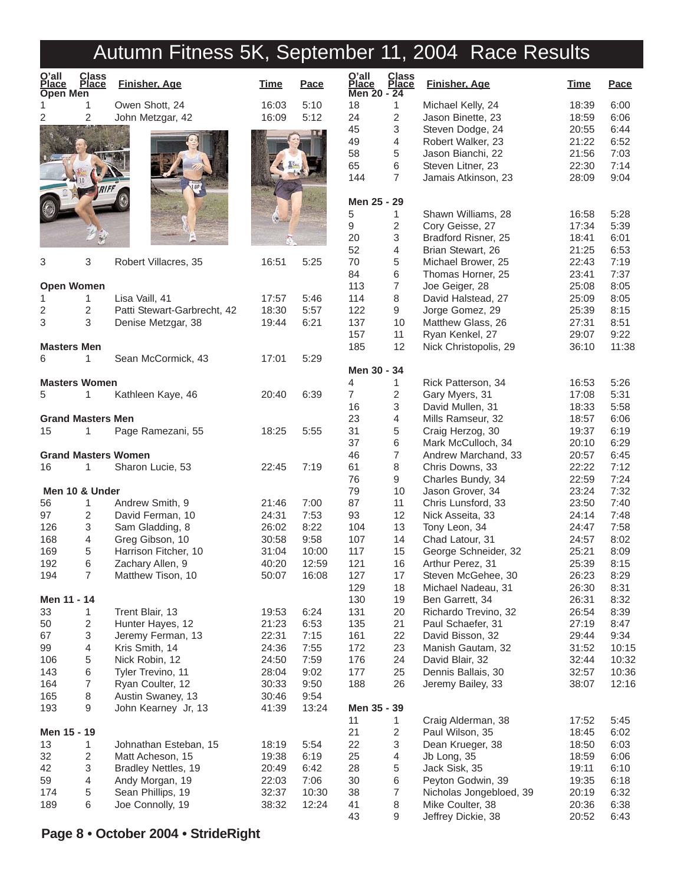# Autumn Fitness 5K, September 11, 2004 Race Results

| O'all Place | Class Place | Finisher, Age | Time | Pace |
|---|---|---|---|---|
| **Open Men** | | | | |
| 1 | 1 | Owen Shott, 24 | 16:03 | 5:10 |
| 2 | 2 | John Metzgar, 42 | 16:09 | 5:12 |
| 3 | 3 | Robert Villacres, 35 | 16:51 | 5:25 |
| **Open Women** | | | | |
| 1 | 1 | Lisa Vaill, 41 | 17:57 | 5:46 |
| 2 | 2 | Patti Stewart-Garbrecht, 42 | 18:30 | 5:57 |
| 3 | 3 | Denise Metzgar, 38 | 19:44 | 6:21 |
| **Masters Men** | | | | |
| 6 | 1 | Sean McCormick, 43 | 17:01 | 5:29 |
| **Masters Women** | | | | |
| 5 | 1 | Kathleen Kaye, 46 | 20:40 | 6:39 |
| **Grand Masters Men** | | | | |
| 15 | 1 | Page Ramezani, 55 | 18:25 | 5:55 |
| **Grand Masters Women** | | | | |
| 16 | 1 | Sharon Lucie, 53 | 22:45 | 7:19 |
| **Men 10 & Under** | | | | |
| 56 | 1 | Andrew Smith, 9 | 21:46 | 7:00 |
| 97 | 2 | David Ferman, 10 | 24:31 | 7:53 |
| 126 | 3 | Sam Gladding, 8 | 26:02 | 8:22 |
| 168 | 4 | Greg Gibson, 10 | 30:58 | 9:58 |
| 169 | 5 | Harrison Fitcher, 10 | 31:04 | 10:00 |
| 192 | 6 | Zachary Allen, 9 | 40:20 | 12:59 |
| 194 | 7 | Matthew Tison, 10 | 50:07 | 16:08 |
| **Men 11 - 14** | | | | |
| 33 | 1 | Trent Blair, 13 | 19:53 | 6:24 |
| 50 | 2 | Hunter Hayes, 12 | 21:23 | 6:53 |
| 67 | 3 | Jeremy Ferman, 13 | 22:31 | 7:15 |
| 99 | 4 | Kris Smith, 14 | 24:36 | 7:55 |
| 106 | 5 | Nick Robin, 12 | 24:50 | 7:59 |
| 143 | 6 | Tyler Trevino, 11 | 28:04 | 9:02 |
| 164 | 7 | Ryan Coulter, 12 | 30:33 | 9:50 |
| 165 | 8 | Austin Swaney, 13 | 30:46 | 9:54 |
| 193 | 9 | John Kearney Jr, 13 | 41:39 | 13:24 |
| **Men 15 - 19** | | | | |
| 13 | 1 | Johnathan Esteban, 15 | 18:19 | 5:54 |
| 32 | 2 | Matt Acheson, 15 | 19:38 | 6:19 |
| 42 | 3 | Bradley Nettles, 19 | 20:49 | 6:42 |
| 59 | 4 | Andy Morgan, 19 | 22:03 | 7:06 |
| 174 | 5 | Sean Phillips, 19 | 32:37 | 10:30 |
| 189 | 6 | Joe Connolly, 19 | 38:32 | 12:24 |
| **Men 20 - 24** | | | | |
| 18 | 1 | Michael Kelly, 24 | 18:39 | 6:00 |
| 24 | 2 | Jason Binette, 23 | 18:59 | 6:06 |
| 45 | 3 | Steven Dodge, 24 | 20:55 | 6:44 |
| 49 | 4 | Robert Walker, 23 | 21:22 | 6:52 |
| 58 | 5 | Jason Bianchi, 22 | 21:56 | 7:03 |
| 65 | 6 | Steven Litner, 23 | 22:30 | 7:14 |
| 144 | 7 | Jamais Atkinson, 23 | 28:09 | 9:04 |
| **Men 25 - 29** | | | | |
| 5 | 1 | Shawn Williams, 28 | 16:58 | 5:28 |
| 9 | 2 | Cory Geisse, 27 | 17:34 | 5:39 |
| 20 | 3 | Bradford Risner, 25 | 18:41 | 6:01 |
| 52 | 4 | Brian Stewart, 26 | 21:25 | 6:53 |
| 70 | 5 | Michael Brower, 25 | 22:43 | 7:19 |
| 84 | 6 | Thomas Horner, 25 | 23:41 | 7:37 |
| 113 | 7 | Joe Geiger, 28 | 25:08 | 8:05 |
| 114 | 8 | David Halstead, 27 | 25:09 | 8:05 |
| 122 | 9 | Jorge Gomez, 29 | 25:39 | 8:15 |
| 137 | 10 | Matthew Glass, 26 | 27:31 | 8:51 |
| 157 | 11 | Ryan Kenkel, 27 | 29:07 | 9:22 |
| 185 | 12 | Nick Christopolis, 29 | 36:10 | 11:38 |
| **Men 30 - 34** | | | | |
| 4 | 1 | Rick Patterson, 34 | 16:53 | 5:26 |
| 7 | 2 | Gary Myers, 31 | 17:08 | 5:31 |
| 16 | 3 | David Mullen, 31 | 18:33 | 5:58 |
| 23 | 4 | Mills Ramseur, 32 | 18:57 | 6:06 |
| 31 | 5 | Craig Herzog, 30 | 19:37 | 6:19 |
| 37 | 6 | Mark McCulloch, 34 | 20:10 | 6:29 |
| 46 | 7 | Andrew Marchand, 33 | 20:57 | 6:45 |
| 61 | 8 | Chris Downs, 33 | 22:22 | 7:12 |
| 76 | 9 | Charles Bundy, 34 | 22:59 | 7:24 |
| 79 | 10 | Jason Grover, 34 | 23:24 | 7:32 |
| 87 | 11 | Chris Lunsford, 33 | 23:50 | 7:40 |
| 93 | 12 | Nick Asseita, 33 | 24:14 | 7:48 |
| 104 | 13 | Tony Leon, 34 | 24:47 | 7:58 |
| 107 | 14 | Chad Latour, 31 | 24:57 | 8:02 |
| 117 | 15 | George Schneider, 32 | 25:21 | 8:09 |
| 121 | 16 | Arthur Perez, 31 | 25:39 | 8:15 |
| 127 | 17 | Steven McGehee, 30 | 26:23 | 8:29 |
| 129 | 18 | Michael Nadeau, 31 | 26:30 | 8:31 |
| 130 | 19 | Ben Garrett, 34 | 26:31 | 8:32 |
| 131 | 20 | Richardo Trevino, 32 | 26:54 | 8:39 |
| 135 | 21 | Paul Schaefer, 31 | 27:19 | 8:47 |
| 161 | 22 | David Bisson, 32 | 29:44 | 9:34 |
| 172 | 23 | Manish Gautam, 32 | 31:52 | 10:15 |
| 176 | 24 | David Blair, 32 | 32:44 | 10:32 |
| 177 | 25 | Dennis Ballais, 30 | 32:57 | 10:36 |
| 188 | 26 | Jeremy Bailey, 33 | 38:07 | 12:16 |
| **Men 35 - 39** | | | | |
| 11 | 1 | Craig Alderman, 38 | 17:52 | 5:45 |
| 21 | 2 | Paul Wilson, 35 | 18:45 | 6:02 |
| 22 | 3 | Dean Krueger, 38 | 18:50 | 6:03 |
| 25 | 4 | Jb Long, 35 | 18:59 | 6:06 |
| 28 | 5 | Jack Sisk, 35 | 19:11 | 6:10 |
| 30 | 6 | Peyton Godwin, 39 | 19:35 | 6:18 |
| 38 | 7 | Nicholas Jongebloed, 39 | 20:19 | 6:32 |
| 41 | 8 | Mike Coulter, 38 | 20:36 | 6:38 |
| 43 | 9 | Jeffrey Dickie, 38 | 20:52 | 6:43 |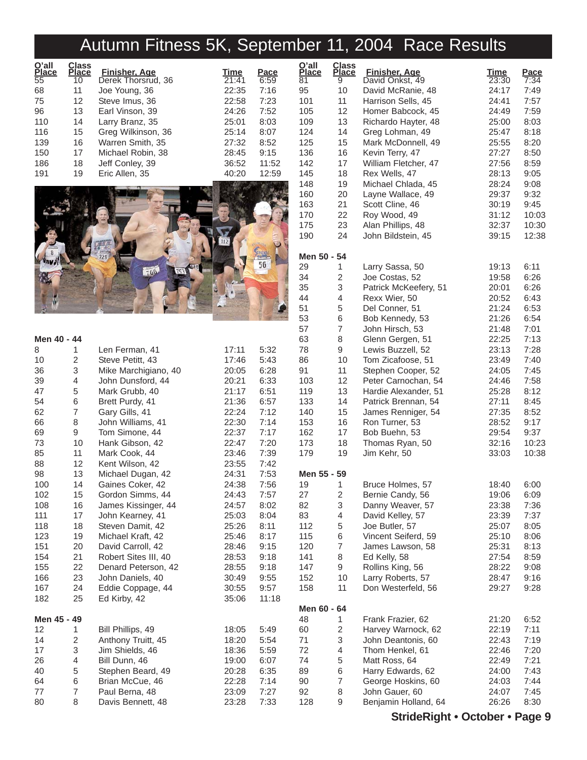# Autumn Fitness 5K, September 11, 2004 Race Results

| O'all Place | Class Place | Finisher, Age | Time | Pace |
|---|---|---|---|---|
| 55 | 10 | Derek Thorsrud, 36 | 21:41 | 6:59 |
| 68 | 11 | Joe Young, 36 | 22:35 | 7:16 |
| 75 | 12 | Steve Imus, 36 | 22:58 | 7:23 |
| 96 | 13 | Earl Vinson, 39 | 24:26 | 7:52 |
| 110 | 14 | Larry Branz, 35 | 25:01 | 8:03 |
| 116 | 15 | Greg Wilkinson, 36 | 25:14 | 8:07 |
| 139 | 16 | Warren Smith, 35 | 27:32 | 8:52 |
| 150 | 17 | Michael Robin, 38 | 28:45 | 9:15 |
| 186 | 18 | Jeff Conley, 39 | 36:52 | 11:52 |
| 191 | 19 | Eric Allen, 35 | 40:20 | 12:59 |

**Men 40 - 44**

| O'all Place | Class Place | Finisher, Age | Time | Pace |
|---|---|---|---|---|
| 8 | 1 | Len Ferman, 41 | 17:11 | 5:32 |
| 10 | 2 | Steve Petitt, 43 | 17:46 | 5:43 |
| 36 | 3 | Mike Marchigiano, 40 | 20:05 | 6:28 |
| 39 | 4 | John Dunsford, 44 | 20:21 | 6:33 |
| 47 | 5 | Mark Grubb, 40 | 21:17 | 6:51 |
| 54 | 6 | Brett Purdy, 41 | 21:36 | 6:57 |
| 62 | 7 | Gary Gills, 41 | 22:24 | 7:12 |
| 66 | 8 | John Williams, 41 | 22:30 | 7:14 |
| 69 | 9 | Tom Simone, 44 | 22:37 | 7:17 |
| 73 | 10 | Hank Gibson, 42 | 22:47 | 7:20 |
| 85 | 11 | Mark Cook, 44 | 23:46 | 7:39 |
| 88 | 12 | Kent Wilson, 42 | 23:55 | 7:42 |
| 98 | 13 | Michael Dugan, 42 | 24:31 | 7:53 |
| 100 | 14 | Gaines Coker, 42 | 24:38 | 7:56 |
| 102 | 15 | Gordon Simms, 44 | 24:43 | 7:57 |
| 108 | 16 | James Kissinger, 44 | 24:57 | 8:02 |
| 111 | 17 | John Kearney, 41 | 25:03 | 8:04 |
| 118 | 18 | Steven Damit, 42 | 25:26 | 8:11 |
| 123 | 19 | Michael Kraft, 42 | 25:46 | 8:17 |
| 151 | 20 | David Carroll, 42 | 28:46 | 9:15 |
| 154 | 21 | Robert Sites III, 40 | 28:53 | 9:18 |
| 155 | 22 | Denard Peterson, 42 | 28:55 | 9:18 |
| 166 | 23 | John Daniels, 40 | 30:49 | 9:55 |
| 167 | 24 | Eddie Coppage, 44 | 30:55 | 9:57 |
| 182 | 25 | Ed Kirby, 42 | 35:06 | 11:18 |

**Men 45 - 49**

| O'all Place | Class Place | Finisher, Age | Time | Pace |
|---|---|---|---|---|
| 12 | 1 | Bill Phillips, 49 | 18:05 | 5:49 |
| 14 | 2 | Anthony Truitt, 45 | 18:20 | 5:54 |
| 17 | 3 | Jim Shields, 46 | 18:36 | 5:59 |
| 26 | 4 | Bill Dunn, 46 | 19:00 | 6:07 |
| 40 | 5 | Stephen Beard, 49 | 20:28 | 6:35 |
| 64 | 6 | Brian McCue, 46 | 22:28 | 7:14 |
| 77 | 7 | Paul Berna, 48 | 23:09 | 7:27 |
| 80 | 8 | Davis Bennett, 48 | 23:28 | 7:33 |
| 81 | 9 | David Onkst, 49 | 23:30 | 7:34 |
| 95 | 10 | David McRanie, 48 | 24:17 | 7:49 |
| 101 | 11 | Harrison Sells, 45 | 24:41 | 7:57 |
| 105 | 12 | Homer Babcock, 45 | 24:49 | 7:59 |
| 109 | 13 | Richardo Hayter, 48 | 25:00 | 8:03 |
| 124 | 14 | Greg Lohman, 49 | 25:47 | 8:18 |
| 125 | 15 | Mark McDonnell, 49 | 25:55 | 8:20 |
| 136 | 16 | Kevin Terry, 47 | 27:27 | 8:50 |
| 142 | 17 | William Fletcher, 47 | 27:56 | 8:59 |
| 145 | 18 | Rex Wells, 47 | 28:13 | 9:05 |
| 148 | 19 | Michael Chlada, 45 | 28:24 | 9:08 |
| 160 | 20 | Layne Wallace, 49 | 29:37 | 9:32 |
| 163 | 21 | Scott Cline, 46 | 30:19 | 9:45 |
| 170 | 22 | Roy Wood, 49 | 31:12 | 10:03 |
| 175 | 23 | Alan Phillips, 48 | 32:37 | 10:30 |
| 190 | 24 | John Bildstein, 45 | 39:15 | 12:38 |

**Men 50 - 54**

| O'all Place | Class Place | Finisher, Age | Time | Pace |
|---|---|---|---|---|
| 29 | 1 | Larry Sassa, 50 | 19:13 | 6:11 |
| 34 | 2 | Joe Costas, 52 | 19:58 | 6:26 |
| 35 | 3 | Patrick McKeefery, 51 | 20:01 | 6:26 |
| 44 | 4 | Rexx Wier, 50 | 20:52 | 6:43 |
| 51 | 5 | Del Conner, 51 | 21:24 | 6:53 |
| 53 | 6 | Bob Kennedy, 53 | 21:26 | 6:54 |
| 57 | 7 | John Hirsch, 53 | 21:48 | 7:01 |
| 63 | 8 | Glenn Gergen, 51 | 22:25 | 7:13 |
| 78 | 9 | Lewis Buzzell, 52 | 23:13 | 7:28 |
| 86 | 10 | Tom Zicafoose, 51 | 23:49 | 7:40 |
| 91 | 11 | Stephen Cooper, 52 | 24:05 | 7:45 |
| 103 | 12 | Peter Carnochan, 54 | 24:46 | 7:58 |
| 119 | 13 | Hardie Alexander, 51 | 25:28 | 8:12 |
| 133 | 14 | Patrick Brennan, 54 | 27:11 | 8:45 |
| 140 | 15 | James Renniger, 54 | 27:35 | 8:52 |
| 153 | 16 | Ron Turner, 53 | 28:52 | 9:17 |
| 162 | 17 | Bob Buehn, 53 | 29:54 | 9:37 |
| 173 | 18 | Thomas Ryan, 50 | 32:16 | 10:23 |
| 179 | 19 | Jim Kehr, 50 | 33:03 | 10:38 |

**Men 55 - 59**

| O'all Place | Class Place | Finisher, Age | Time | Pace |
|---|---|---|---|---|
| 19 | 1 | Bruce Holmes, 57 | 18:40 | 6:00 |
| 27 | 2 | Bernie Candy, 56 | 19:06 | 6:09 |
| 82 | 3 | Danny Weaver, 57 | 23:38 | 7:36 |
| 83 | 4 | David Kelley, 57 | 23:39 | 7:37 |
| 112 | 5 | Joe Butler, 57 | 25:07 | 8:05 |
| 115 | 6 | Vincent Seiferd, 59 | 25:10 | 8:06 |
| 120 | 7 | James Lawson, 58 | 25:31 | 8:13 |
| 141 | 8 | Ed Kelly, 58 | 27:54 | 8:59 |
| 147 | 9 | Rollins King, 56 | 28:22 | 9:08 |
| 152 | 10 | Larry Roberts, 57 | 28:47 | 9:16 |
| 158 | 11 | Don Westerfeld, 56 | 29:27 | 9:28 |

**Men 60 - 64**

| O'all Place | Class Place | Finisher, Age | Time | Pace |
|---|---|---|---|---|
| 48 | 1 | Frank Frazier, 62 | 21:20 | 6:52 |
| 60 | 2 | Harvey Warnock, 62 | 22:19 | 7:11 |
| 71 | 3 | John Deantonis, 60 | 22:43 | 7:19 |
| 72 | 4 | Thom Henkel, 61 | 22:46 | 7:20 |
| 74 | 5 | Matt Ross, 64 | 22:49 | 7:21 |
| 89 | 6 | Harry Edwards, 62 | 24:00 | 7:43 |
| 90 | 7 | George Hoskins, 60 | 24:03 | 7:44 |
| 92 | 8 | John Gauer, 60 | 24:07 | 7:45 |
| 128 | 9 | Benjamin Holland, 64 | 26:26 | 8:30 |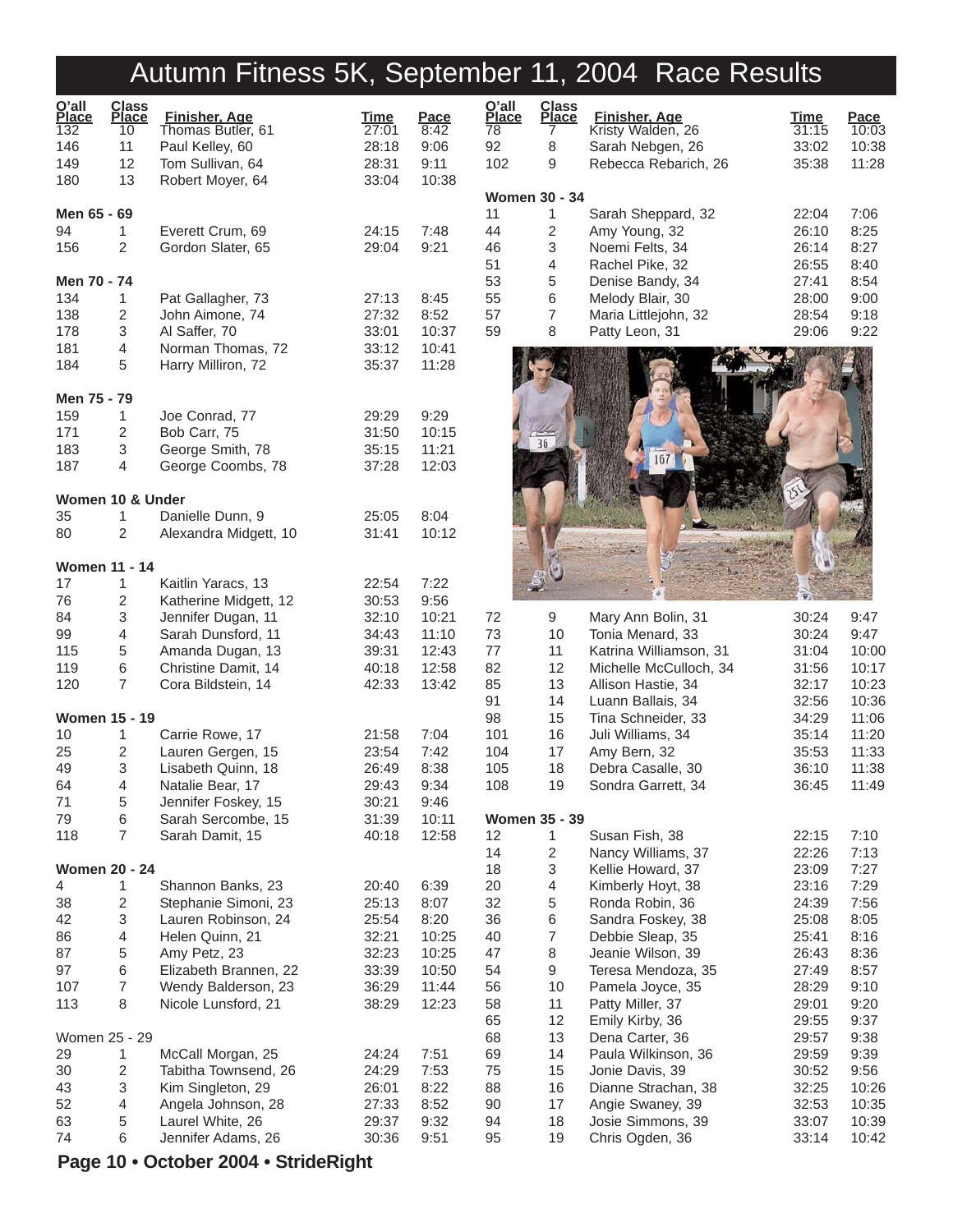# Autumn Fitness 5K, September 11, 2004 Race Results

| O'all Place | Class Place | Finisher, Age | Time | Pace |
|---|---|---|---|---|
| 132 | 10 | Thomas Butler, 61 | 27:01 | 8:42 |
| 146 | 11 | Paul Kelley, 60 | 28:18 | 9:06 |
| 149 | 12 | Tom Sullivan, 64 | 28:31 | 9:11 |
| 180 | 13 | Robert Moyer, 64 | 33:04 | 10:38 |

**Men 65 - 69**

| O'all Place | Class Place | Finisher, Age | Time | Pace |
|---|---|---|---|---|
| 94 | 1 | Everett Crum, 69 | 24:15 | 7:48 |
| 156 | 2 | Gordon Slater, 65 | 29:04 | 9:21 |

**Men 70 - 74**

| O'all Place | Class Place | Finisher, Age | Time | Pace |
|---|---|---|---|---|
| 134 | 1 | Pat Gallagher, 73 | 27:13 | 8:45 |
| 138 | 2 | John Aimone, 74 | 27:32 | 8:52 |
| 178 | 3 | Al Saffer, 70 | 33:01 | 10:37 |
| 181 | 4 | Norman Thomas, 72 | 33:12 | 10:41 |
| 184 | 5 | Harry Milliron, 72 | 35:37 | 11:28 |

**Men 75 - 79**

| O'all Place | Class Place | Finisher, Age | Time | Pace |
|---|---|---|---|---|
| 159 | 1 | Joe Conrad, 77 | 29:29 | 9:29 |
| 171 | 2 | Bob Carr, 75 | 31:50 | 10:15 |
| 183 | 3 | George Smith, 78 | 35:15 | 11:21 |
| 187 | 4 | George Coombs, 78 | 37:28 | 12:03 |

**Women 10 & Under**

| O'all Place | Class Place | Finisher, Age | Time | Pace |
|---|---|---|---|---|
| 35 | 1 | Danielle Dunn, 9 | 25:05 | 8:04 |
| 80 | 2 | Alexandra Midgett, 10 | 31:41 | 10:12 |

**Women 11 - 14**

| O'all Place | Class Place | Finisher, Age | Time | Pace |
|---|---|---|---|---|
| 17 | 1 | Kaitlin Yaracs, 13 | 22:54 | 7:22 |
| 76 | 2 | Katherine Midgett, 12 | 30:53 | 9:56 |
| 84 | 3 | Jennifer Dugan, 11 | 32:10 | 10:21 |
| 99 | 4 | Sarah Dunsford, 11 | 34:43 | 11:10 |
| 115 | 5 | Amanda Dugan, 13 | 39:31 | 12:43 |
| 119 | 6 | Christine Damit, 14 | 40:18 | 12:58 |
| 120 | 7 | Cora Bildstein, 14 | 42:33 | 13:42 |

**Women 15 - 19**

| O'all Place | Class Place | Finisher, Age | Time | Pace |
|---|---|---|---|---|
| 10 | 1 | Carrie Rowe, 17 | 21:58 | 7:04 |
| 25 | 2 | Lauren Gergen, 15 | 23:54 | 7:42 |
| 49 | 3 | Lisabeth Quinn, 18 | 26:49 | 8:38 |
| 64 | 4 | Natalie Bear, 17 | 29:43 | 9:34 |
| 71 | 5 | Jennifer Foskey, 15 | 30:21 | 9:46 |
| 79 | 6 | Sarah Sercombe, 15 | 31:39 | 10:11 |
| 118 | 7 | Sarah Damit, 15 | 40:18 | 12:58 |

**Women 20 - 24**

| O'all Place | Class Place | Finisher, Age | Time | Pace |
|---|---|---|---|---|
| 4 | 1 | Shannon Banks, 23 | 20:40 | 6:39 |
| 38 | 2 | Stephanie Simoni, 23 | 25:13 | 8:07 |
| 42 | 3 | Lauren Robinson, 24 | 25:54 | 8:20 |
| 86 | 4 | Helen Quinn, 21 | 32:21 | 10:25 |
| 87 | 5 | Amy Petz, 23 | 32:23 | 10:25 |
| 97 | 6 | Elizabeth Brannen, 22 | 33:39 | 10:50 |
| 107 | 7 | Wendy Balderson, 23 | 36:29 | 11:44 |
| 113 | 8 | Nicole Lunsford, 21 | 38:29 | 12:23 |

Women 25 - 29

| O'all Place | Class Place | Finisher, Age | Time | Pace |
|---|---|---|---|---|
| 29 | 1 | McCall Morgan, 25 | 24:24 | 7:51 |
| 30 | 2 | Tabitha Townsend, 26 | 24:29 | 7:53 |
| 43 | 3 | Kim Singleton, 29 | 26:01 | 8:22 |
| 52 | 4 | Angela Johnson, 28 | 27:33 | 8:52 |
| 63 | 5 | Laurel White, 26 | 29:37 | 9:32 |
| 74 | 6 | Jennifer Adams, 26 | 30:36 | 9:51 |
| 78 | 7 | Kristy Walden, 26 | 31:15 | 10:03 |
| 92 | 8 | Sarah Nebgen, 26 | 33:02 | 10:38 |
| 102 | 9 | Rebecca Rebarich, 26 | 35:38 | 11:28 |

**Women 30 - 34**

| O'all Place | Class Place | Finisher, Age | Time | Pace |
|---|---|---|---|---|
| 11 | 1 | Sarah Sheppard, 32 | 22:04 | 7:06 |
| 44 | 2 | Amy Young, 32 | 26:10 | 8:25 |
| 46 | 3 | Noemi Felts, 34 | 26:14 | 8:27 |
| 51 | 4 | Rachel Pike, 32 | 26:55 | 8:40 |
| 53 | 5 | Denise Bandy, 34 | 27:41 | 8:54 |
| 55 | 6 | Melody Blair, 30 | 28:00 | 9:00 |
| 57 | 7 | Maria Littlejohn, 32 | 28:54 | 9:18 |
| 59 | 8 | Patty Leon, 31 | 29:06 | 9:22 |
| 72 | 9 | Mary Ann Bolin, 31 | 30:24 | 9:47 |
| 73 | 10 | Tonia Menard, 33 | 30:24 | 9:47 |
| 77 | 11 | Katrina Williamson, 31 | 31:04 | 10:00 |
| 82 | 12 | Michelle McCulloch, 34 | 31:56 | 10:17 |
| 85 | 13 | Allison Hastie, 34 | 32:17 | 10:23 |
| 91 | 14 | Luann Ballais, 34 | 32:56 | 10:36 |
| 98 | 15 | Tina Schneider, 33 | 34:29 | 11:06 |
| 101 | 16 | Juli Williams, 34 | 35:14 | 11:20 |
| 104 | 17 | Amy Bern, 32 | 35:53 | 11:33 |
| 105 | 18 | Debra Casalle, 30 | 36:10 | 11:38 |
| 108 | 19 | Sondra Garrett, 34 | 36:45 | 11:49 |

**Women 35 - 39**

| O'all Place | Class Place | Finisher, Age | Time | Pace |
|---|---|---|---|---|
| 12 | 1 | Susan Fish, 38 | 22:15 | 7:10 |
| 14 | 2 | Nancy Williams, 37 | 22:26 | 7:13 |
| 18 | 3 | Kellie Howard, 37 | 23:09 | 7:27 |
| 20 | 4 | Kimberly Hoyt, 38 | 23:16 | 7:29 |
| 32 | 5 | Ronda Robin, 36 | 24:39 | 7:56 |
| 36 | 6 | Sandra Foskey, 38 | 25:08 | 8:05 |
| 40 | 7 | Debbie Sleap, 35 | 25:41 | 8:16 |
| 47 | 8 | Jeanie Wilson, 39 | 26:43 | 8:36 |
| 54 | 9 | Teresa Mendoza, 35 | 27:49 | 8:57 |
| 56 | 10 | Pamela Joyce, 35 | 28:29 | 9:10 |
| 58 | 11 | Patty Miller, 37 | 29:01 | 9:20 |
| 65 | 12 | Emily Kirby, 36 | 29:55 | 9:37 |
| 68 | 13 | Dena Carter, 36 | 29:57 | 9:38 |
| 69 | 14 | Paula Wilkinson, 36 | 29:59 | 9:39 |
| 75 | 15 | Jonie Davis, 39 | 30:52 | 9:56 |
| 88 | 16 | Dianne Strachan, 38 | 32:25 | 10:26 |
| 90 | 17 | Angie Swaney, 39 | 32:53 | 10:35 |
| 94 | 18 | Josie Simmons, 39 | 33:07 | 10:39 |
| 95 | 19 | Chris Ogden, 36 | 33:14 | 10:42 |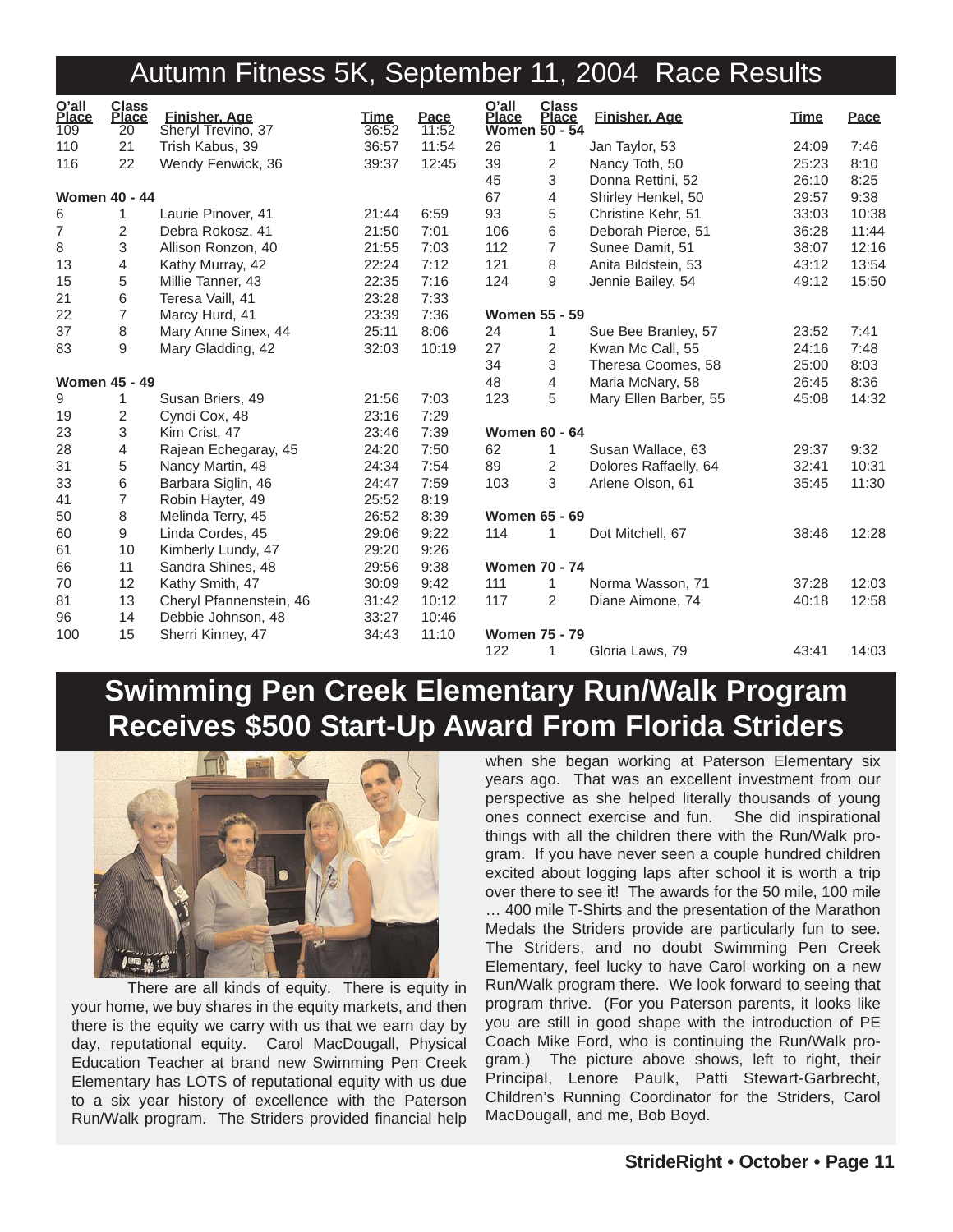# Autumn Fitness 5K, September 11, 2004 Race Results

| O'all Place | Class Place | Finisher, Age | Time | Pace |
|---|---|---|---|---|
| 109 | 20 | Sheryl Trevino, 37 | 36:52 | 11:52 |
| 110 | 21 | Trish Kabus, 39 | 36:57 | 11:54 |
| 116 | 22 | Wendy Fenwick, 36 | 39:37 | 12:45 |

**Women 40 - 44**

| O'all Place | Class Place | Finisher, Age | Time | Pace |
|---|---|---|---|---|
| 6 | 1 | Laurie Pinover, 41 | 21:44 | 6:59 |
| 7 | 2 | Debra Rokosz, 41 | 21:50 | 7:01 |
| 8 | 3 | Allison Ronzon, 40 | 21:55 | 7:03 |
| 13 | 4 | Kathy Murray, 42 | 22:24 | 7:12 |
| 15 | 5 | Millie Tanner, 43 | 22:35 | 7:16 |
| 21 | 6 | Teresa Vaill, 41 | 23:28 | 7:33 |
| 22 | 7 | Marcy Hurd, 41 | 23:39 | 7:36 |
| 37 | 8 | Mary Anne Sinex, 44 | 25:11 | 8:06 |
| 83 | 9 | Mary Gladding, 42 | 32:03 | 10:19 |

**Women 45 - 49**

| O'all Place | Class Place | Finisher, Age | Time | Pace |
|---|---|---|---|---|
| 9 | 1 | Susan Briers, 49 | 21:56 | 7:03 |
| 19 | 2 | Cyndi Cox, 48 | 23:16 | 7:29 |
| 23 | 3 | Kim Crist, 47 | 23:46 | 7:39 |
| 28 | 4 | Rajean Echegaray, 45 | 24:20 | 7:50 |
| 31 | 5 | Nancy Martin, 48 | 24:34 | 7:54 |
| 33 | 6 | Barbara Siglin, 46 | 24:47 | 7:59 |
| 41 | 7 | Robin Hayter, 49 | 25:52 | 8:19 |
| 50 | 8 | Melinda Terry, 45 | 26:52 | 8:39 |
| 60 | 9 | Linda Cordes, 45 | 29:06 | 9:22 |
| 61 | 10 | Kimberly Lundy, 47 | 29:20 | 9:26 |
| 66 | 11 | Sandra Shines, 48 | 29:56 | 9:38 |
| 70 | 12 | Kathy Smith, 47 | 30:09 | 9:42 |
| 81 | 13 | Cheryl Pfannenstein, 46 | 31:42 | 10:12 |
| 96 | 14 | Debbie Johnson, 48 | 33:27 | 10:46 |
| 100 | 15 | Sherri Kinney, 47 | 34:43 | 11:10 |

**Women 50 - 54**

| O'all Place | Class Place | Finisher, Age | Time | Pace |
|---|---|---|---|---|
| 26 | 1 | Jan Taylor, 53 | 24:09 | 7:46 |
| 39 | 2 | Nancy Toth, 50 | 25:23 | 8:10 |
| 45 | 3 | Donna Rettini, 52 | 26:10 | 8:25 |
| 67 | 4 | Shirley Henkel, 50 | 29:57 | 9:38 |
| 93 | 5 | Christine Kehr, 51 | 33:03 | 10:38 |
| 106 | 6 | Deborah Pierce, 51 | 36:28 | 11:44 |
| 112 | 7 | Sunee Damit, 51 | 38:07 | 12:16 |
| 121 | 8 | Anita Bildstein, 53 | 43:12 | 13:54 |
| 124 | 9 | Jennie Bailey, 54 | 49:12 | 15:50 |

**Women 55 - 59**

| O'all Place | Class Place | Finisher, Age | Time | Pace |
|---|---|---|---|---|
| 24 | 1 | Sue Bee Branley, 57 | 23:52 | 7:41 |
| 27 | 2 | Kwan Mc Call, 55 | 24:16 | 7:48 |
| 34 | 3 | Theresa Coomes, 58 | 25:00 | 8:03 |
| 48 | 4 | Maria McNary, 58 | 26:45 | 8:36 |
| 123 | 5 | Mary Ellen Barber, 55 | 45:08 | 14:32 |

**Women 60 - 64**

| O'all Place | Class Place | Finisher, Age | Time | Pace |
|---|---|---|---|---|
| 62 | 1 | Susan Wallace, 63 | 29:37 | 9:32 |
| 89 | 2 | Dolores Raffaelly, 64 | 32:41 | 10:31 |
| 103 | 3 | Arlene Olson, 61 | 35:45 | 11:30 |

**Women 65 - 69**

| O'all Place | Class Place | Finisher, Age | Time | Pace |
|---|---|---|---|---|
| 114 | 1 | Dot Mitchell, 67 | 38:46 | 12:28 |

**Women 70 - 74**

| O'all Place | Class Place | Finisher, Age | Time | Pace |
|---|---|---|---|---|
| 111 | 1 | Norma Wasson, 71 | 37:28 | 12:03 |
| 117 | 2 | Diane Aimone, 74 | 40:18 | 12:58 |

**Women 75 - 79**

| O'all Place | Class Place | Finisher, Age | Time | Pace |
|---|---|---|---|---|
| 122 | 1 | Gloria Laws, 79 | 43:41 | 14:03 |

# Swimming Pen Creek Elementary Run/Walk Program Receives $500 Start-Up Award From Florida Striders

There are all kinds of equity. There is equity in your home, we buy shares in the equity markets, and then there is the equity we carry with us that we earn day by day, reputational equity. Carol MacDougall, Physical Education Teacher at brand new Swimming Pen Creek Elementary has LOTS of reputational equity with us due to a six year history of excellence with the Paterson Run/Walk program. The Striders provided financial help when she began working at Paterson Elementary six years ago. That was an excellent investment from our perspective as she helped literally thousands of young ones connect exercise and fun. She did inspirational things with all the children there with the Run/Walk program. If you have never seen a couple hundred children excited about logging laps after school it is worth a trip over there to see it! The awards for the 50 mile, 100 mile … 400 mile T-Shirts and the presentation of the Marathon Medals the Striders provide are particularly fun to see. The Striders, and no doubt Swimming Pen Creek Elementary, feel lucky to have Carol working on a new Run/Walk program there. We look forward to seeing that program thrive. (For you Paterson parents, it looks like you are still in good shape with the introduction of PE Coach Mike Ford, who is continuing the Run/Walk program.) The picture above shows, left to right, their Principal, Lenore Paulk, Patti Stewart-Garbrecht, Children's Running Coordinator for the Striders, Carol MacDougall, and me, Bob Boyd.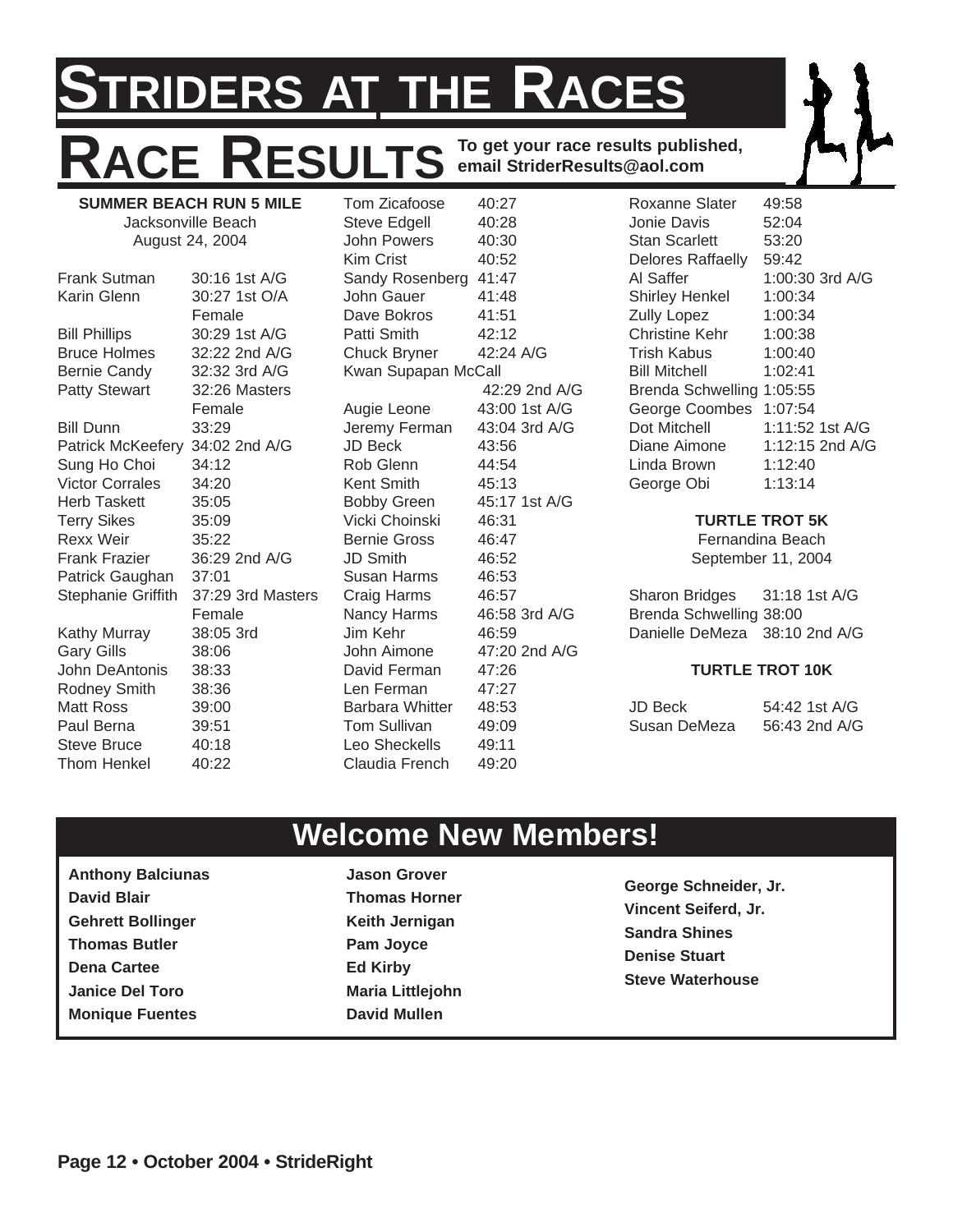# STRIDERS AT THE RACES

## RACE RESULTS

**To get your race results published, email StriderResults@aol.com**

**SUMMER BEACH RUN 5 MILE**
Jacksonville Beach
August 24, 2004

| Name | Time |
|---|---|
| Frank Sutman | 30:16 1st A/G |
| Karin Glenn | 30:27 1st O/A Female |
| Bill Phillips | 30:29 1st A/G |
| Bruce Holmes | 32:22 2nd A/G |
| Bernie Candy | 32:32 3rd A/G |
| Patty Stewart | 32:26 Masters Female |
| Bill Dunn | 33:29 |
| Patrick McKeefery | 34:02 2nd A/G |
| Sung Ho Choi | 34:12 |
| Victor Corrales | 34:20 |
| Herb Taskett | 35:05 |
| Terry Sikes | 35:09 |
| Rexx Weir | 35:22 |
| Frank Frazier | 36:29 2nd A/G |
| Patrick Gaughan | 37:01 |
| Stephanie Griffith | 37:29 3rd Masters Female |
| Kathy Murray | 38:05 3rd |
| Gary Gills | 38:06 |
| John DeAntonis | 38:33 |
| Rodney Smith | 38:36 |
| Matt Ross | 39:00 |
| Paul Berna | 39:51 |
| Steve Bruce | 40:18 |
| Thom Henkel | 40:22 |
| Tom Zicafoose | 40:27 |
| Steve Edgell | 40:28 |
| John Powers | 40:30 |
| Kim Crist | 40:52 |
| Sandy Rosenberg | 41:47 |
| John Gauer | 41:48 |
| Dave Bokros | 41:51 |
| Patti Smith | 42:12 |
| Chuck Bryner | 42:24 A/G |
| Kwan Supapan McCall | 42:29 2nd A/G |
| Augie Leone | 43:00 1st A/G |
| Jeremy Ferman | 43:04 3rd A/G |
| JD Beck | 43:56 |
| Rob Glenn | 44:54 |
| Kent Smith | 45:13 |
| Bobby Green | 45:17 1st A/G |
| Vicki Choinski | 46:31 |
| Bernie Gross | 46:47 |
| JD Smith | 46:52 |
| Susan Harms | 46:53 |
| Craig Harms | 46:57 |
| Nancy Harms | 46:58 3rd A/G |
| Jim Kehr | 46:59 |
| John Aimone | 47:20 2nd A/G |
| David Ferman | 47:26 |
| Len Ferman | 47:27 |
| Barbara Whitter | 48:53 |
| Tom Sullivan | 49:09 |
| Leo Sheckells | 49:11 |
| Claudia French | 49:20 |
| Roxanne Slater | 49:58 |
| Jonie Davis | 52:04 |
| Stan Scarlett | 53:20 |
| Delores Raffaelly | 59:42 |
| Al Saffer | 1:00:30 3rd A/G |
| Shirley Henkel | 1:00:34 |
| Zully Lopez | 1:00:34 |
| Christine Kehr | 1:00:38 |
| Trish Kabus | 1:00:40 |
| Bill Mitchell | 1:02:41 |
| Brenda Schwelling | 1:05:55 |
| George Coombes | 1:07:54 |
| Dot Mitchell | 1:11:52 1st A/G |
| Diane Aimone | 1:12:15 2nd A/G |
| Linda Brown | 1:12:40 |
| George Obi | 1:13:14 |

**TURTLE TROT 5K**
Fernandina Beach
September 11, 2004

| Name | Time |
|---|---|
| Sharon Bridges | 31:18 1st A/G |
| Brenda Schwelling | 38:00 |
| Danielle DeMeza | 38:10 2nd A/G |

**TURTLE TROT 10K**

| Name | Time |
|---|---|
| JD Beck | 54:42 1st A/G |
| Susan DeMeza | 56:43 2nd A/G |

## Welcome New Members!

**Anthony Balciunas**
**David Blair**
**Gehrett Bollinger**
**Thomas Butler**
**Dena Cartee**
**Janice Del Toro**
**Monique Fuentes**
**Jason Grover**
**Thomas Horner**
**Keith Jernigan**
**Pam Joyce**
**Ed Kirby**
**Maria Littlejohn**
**David Mullen**
**George Schneider, Jr.**
**Vincent Seiferd, Jr.**
**Sandra Shines**
**Denise Stuart**
**Steve Waterhouse**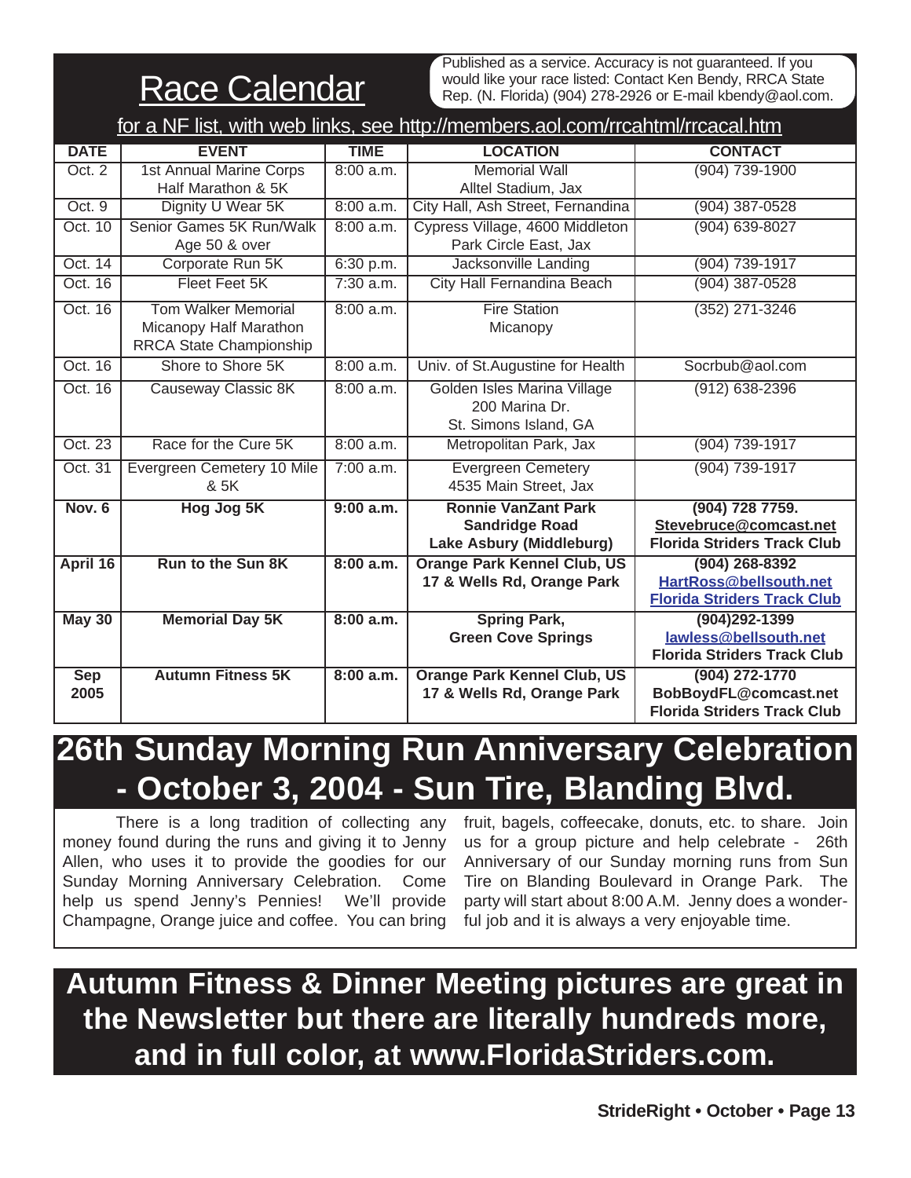# Race Calendar

Published as a service. Accuracy is not guaranteed. If you would like your race listed: Contact Ken Bendy, RRCA State Rep. (N. Florida) (904) 278-2926 or E-mail kbendy@aol.com.

for a NF list, with web links, see http://members.aol.com/rrcahtml/rrcacal.htm

| DATE | EVENT | TIME | LOCATION | CONTACT |
|---|---|---|---|---|
| Oct. 2 | 1st Annual Marine Corps Half Marathon & 5K | 8:00 a.m. | Memorial Wall Alltel Stadium, Jax | (904) 739-1900 |
| Oct. 9 | Dignity U Wear 5K | 8:00 a.m. | City Hall, Ash Street, Fernandina | (904) 387-0528 |
| Oct. 10 | Senior Games 5K Run/Walk Age 50 & over | 8:00 a.m. | Cypress Village, 4600 Middleton Park Circle East, Jax | (904) 639-8027 |
| Oct. 14 | Corporate Run 5K | 6:30 p.m. | Jacksonville Landing | (904) 739-1917 |
| Oct. 16 | Fleet Feet 5K | 7:30 a.m. | City Hall Fernandina Beach | (904) 387-0528 |
| Oct. 16 | Tom Walker Memorial Micanopy Half Marathon RRCA State Championship | 8:00 a.m. | Fire Station Micanopy | (352) 271-3246 |
| Oct. 16 | Shore to Shore 5K | 8:00 a.m. | Univ. of St.Augustine for Health | Socrbub@aol.com |
| Oct. 16 | Causeway Classic 8K | 8:00 a.m. | Golden Isles Marina Village 200 Marina Dr. St. Simons Island, GA | (912) 638-2396 |
| Oct. 23 | Race for the Cure 5K | 8:00 a.m. | Metropolitan Park, Jax | (904) 739-1917 |
| Oct. 31 | Evergreen Cemetery 10 Mile & 5K | 7:00 a.m. | Evergreen Cemetery 4535 Main Street, Jax | (904) 739-1917 |
| **Nov. 6** | **Hog Jog 5K** | **9:00 a.m.** | **Ronnie VanZant Park Sandridge Road Lake Asbury (Middleburg)** | **(904) 728 7759. Stevebruce@comcast.net Florida Striders Track Club** |
| **April 16** | **Run to the Sun 8K** | **8:00 a.m.** | **Orange Park Kennel Club, US 17 & Wells Rd, Orange Park** | **(904) 268-8392 HartRoss@bellsouth.net Florida Striders Track Club** |
| **May 30** | **Memorial Day 5K** | **8:00 a.m.** | **Spring Park, Green Cove Springs** | **(904)292-1399 lawless@bellsouth.net Florida Striders Track Club** |
| **Sep 2005** | **Autumn Fitness 5K** | **8:00 a.m.** | **Orange Park Kennel Club, US 17 & Wells Rd, Orange Park** | **(904) 272-1770 BobBoydFL@comcast.net Florida Striders Track Club** |

# 26th Sunday Morning Run Anniversary Celebration - October 3, 2004 - Sun Tire, Blanding Blvd.

There is a long tradition of collecting any money found during the runs and giving it to Jenny Allen, who uses it to provide the goodies for our Sunday Morning Anniversary Celebration. Come help us spend Jenny's Pennies! We'll provide Champagne, Orange juice and coffee. You can bring fruit, bagels, coffeecake, donuts, etc. to share. Join us for a group picture and help celebrate - 26th Anniversary of our Sunday morning runs from Sun Tire on Blanding Boulevard in Orange Park. The party will start about 8:00 A.M. Jenny does a wonderful job and it is always a very enjoyable time.

**Autumn Fitness & Dinner Meeting pictures are great in the Newsletter but there are literally hundreds more, and in full color, at www.FloridaStriders.com.**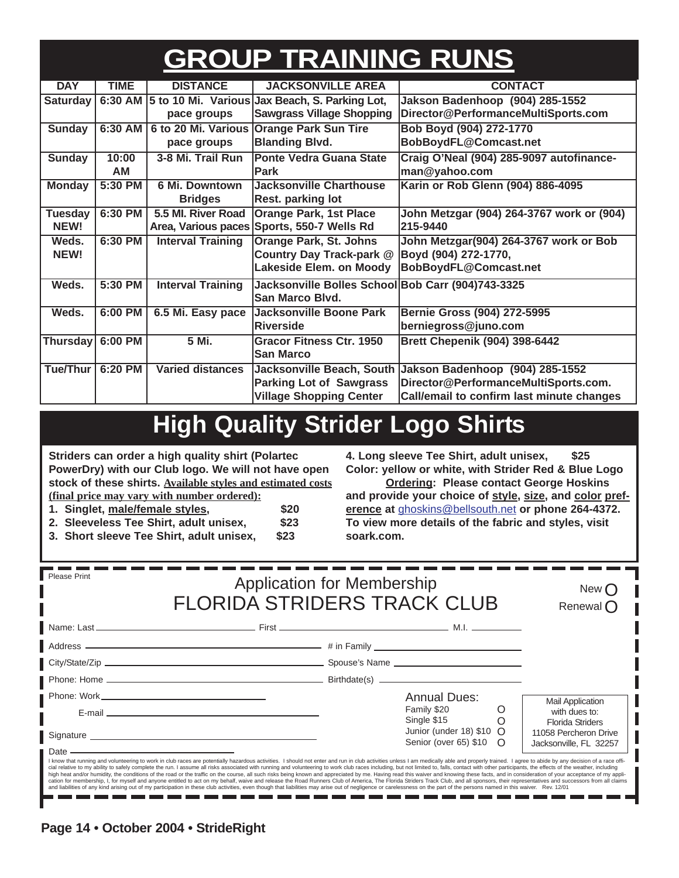# GROUP TRAINING RUNS

| DAY | TIME | DISTANCE | JACKSONVILLE AREA | CONTACT |
|---|---|---|---|---|
| Saturday | 6:30 AM | 5 to 10 Mi. Various pace groups | Jax Beach, S. Parking Lot, Sawgrass Village Shopping | Jakson Badenhoop (904) 285-1552 Director@PerformanceMultiSports.com |
| Sunday | 6:30 AM | 6 to 20 Mi. Various pace groups | Orange Park Sun Tire Blanding Blvd. | Bob Boyd (904) 272-1770 BobBoydFL@Comcast.net |
| Sunday | 10:00 AM | 3-8 Mi. Trail Run | Ponte Vedra Guana State Park | Craig O'Neal (904) 285-9097 autofinance-man@yahoo.com |
| Monday | 5:30 PM | 6 Mi. Downtown Bridges | Jacksonville Charthouse Rest. parking lot | Karin or Rob Glenn (904) 886-4095 |
| Tuesday NEW! | 6:30 PM | 5.5 MI. River Road Area, Various paces | Orange Park, 1st Place Sports, 550-7 Wells Rd | John Metzgar (904) 264-3767 work or (904) 215-9440 |
| Weds. NEW! | 6:30 PM | Interval Training | Orange Park, St. Johns Country Day Track-park @ Lakeside Elem. on Moody | John Metzgar(904) 264-3767 work or Bob Boyd (904) 272-1770, BobBoydFL@Comcast.net |
| Weds. | 5:30 PM | Interval Training | Jacksonville Bolles School San Marco Blvd. | Bob Carr (904)743-3325 |
| Weds. | 6:00 PM | 6.5 Mi. Easy pace | Jacksonville Boone Park Riverside | Bernie Gross (904) 272-5995 berniegross@juno.com |
| Thursday | 6:00 PM | 5 Mi. | Gracor Fitness Ctr. 1950 San Marco | Brett Chepenik (904) 398-6442 |
| Tue/Thur | 6:20 PM | Varied distances | Jacksonville Beach, South Parking Lot of Sawgrass Village Shopping Center | Jakson Badenhoop (904) 285-1552 Director@PerformanceMultiSports.com. Call/email to confirm last minute changes |

# High Quality Strider Logo Shirts

**Striders can order a high quality shirt (Polartec PowerDry) with our Club logo. We will not have open stock of these shirts. Available styles and estimated costs (final price may vary with number ordered):**

1. **Singlet, male/female styles, $20**
2. **Sleeveless Tee Shirt, adult unisex, $23**
3. **Short sleeve Tee Shirt, adult unisex, $23**
4. **Long sleeve Tee Shirt, adult unisex, $25**

**Color: yellow or white, with Strider Red & Blue Logo**

**Ordering: Please contact George Hoskins and provide your choice of style, size, and color preference at** ghoskins@bellsouth.net **or phone 264-4372. To view more details of the fabric and styles, visit soark.com.**

---

Please Print

## Application for Membership
## FLORIDA STRIDERS TRACK CLUB

New ○ Renewal ○

Name: Last ______________ First ______________ M.I. ________

Address ______________ # in Family ______________

City/State/Zip ______________ Spouse's Name ______________

Phone: Home ______________ Birthdate(s) ______________

Phone: Work ______________

E-mail ______________

Signature ______________

Date ______________

Annual Dues:
- Family $20 ○
- Single $15 ○
- Junior (under 18) $10 ○
- Senior (over 65) $10 ○

Mail Application with dues to:
Florida Striders
11058 Percheron Drive
Jacksonville, FL 32257

I know that running and volunteering to work in club races are potentially hazardous activities. I should not enter and run in club activities unless I am medically able and properly trained. I agree to abide by any decision of a race official relative to my ability to safely complete the run. I assume all risks associated with running and volunteering to work club races including, but not limited to, falls, contact with other participants, the effects of the weather, including high heat and/or humidity, the conditions of the road or the traffic on the course, all such risks being known and appreciated by me. Having read this waiver and knowing these facts, and in consideration of your acceptance of my application for membership, I, for myself and anyone entitled to act on my behalf, waive and release the Road Runners Club of America, The Florida Striders Track Club, and all sponsors, their representatives and successors from all claims and liabilities of any kind arising out of my participation in these club activities, even though that liabilities may arise out of negligence or carelessness on the part of the persons named in this waiver. Rev. 12/01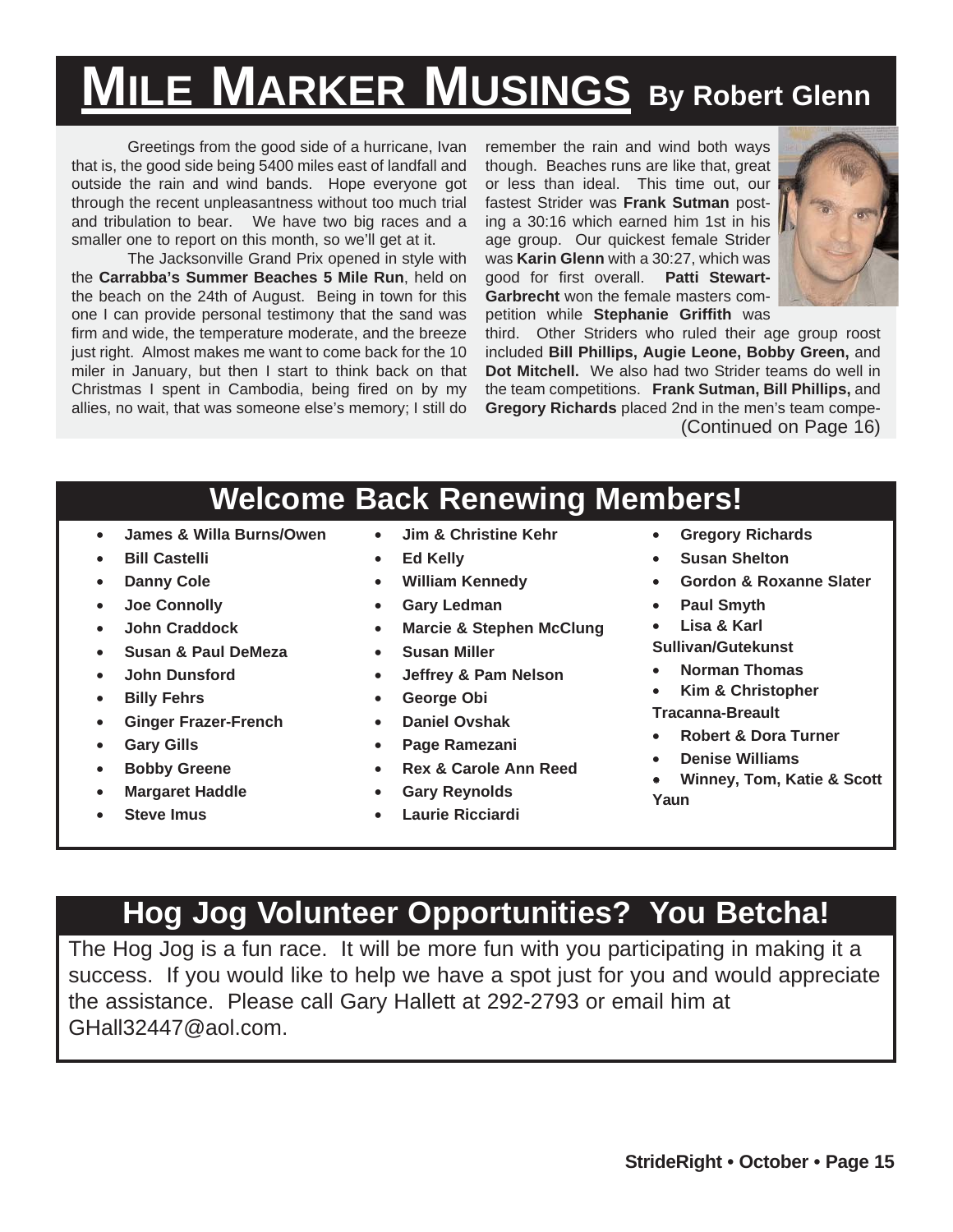# Mile Marker Musings By Robert Glenn

Greetings from the good side of a hurricane, Ivan that is, the good side being 5400 miles east of landfall and outside the rain and wind bands. Hope everyone got through the recent unpleasantness without too much trial and tribulation to bear. We have two big races and a smaller one to report on this month, so we'll get at it.

The Jacksonville Grand Prix opened in style with the **Carrabba's Summer Beaches 5 Mile Run**, held on the beach on the 24th of August. Being in town for this one I can provide personal testimony that the sand was firm and wide, the temperature moderate, and the breeze just right. Almost makes me want to come back for the 10 miler in January, but then I start to think back on that Christmas I spent in Cambodia, being fired on by my allies, no wait, that was someone else's memory; I still do remember the rain and wind both ways though. Beaches runs are like that, great or less than ideal. This time out, our fastest Strider was **Frank Sutman** posting a 30:16 which earned him 1st in his age group. Our quickest female Strider was **Karin Glenn** with a 30:27, which was good for first overall. **Patti Stewart-Garbrecht** won the female masters competition while **Stephanie Griffith** was third. Other Striders who ruled their age group roost included **Bill Phillips, Augie Leone, Bobby Green,** and **Dot Mitchell.** We also had two Strider teams do well in the team competitions. **Frank Sutman, Bill Phillips,** and **Gregory Richards** placed 2nd in the men's team compe-

(Continued on Page 16)

## Welcome Back Renewing Members!

- **James & Willa Burns/Owen**
- **Bill Castelli**
- **Danny Cole**
- **Joe Connolly**
- **John Craddock**
- **Susan & Paul DeMeza**
- **John Dunsford**
- **Billy Fehrs**
- **Ginger Frazer-French**
- **Gary Gills**
- **Bobby Greene**
- **Margaret Haddle**
- **Steve Imus**
- **Jim & Christine Kehr**
- **Ed Kelly**
- **William Kennedy**
- **Gary Ledman**
- **Marcie & Stephen McClung**
- **Susan Miller**
- **Jeffrey & Pam Nelson**
- **George Obi**
- **Daniel Ovshak**
- **Page Ramezani**
- **Rex & Carole Ann Reed**
- **Gary Reynolds**
- **Laurie Ricciardi**
- **Gregory Richards**
- **Susan Shelton**
- **Gordon & Roxanne Slater**
- **Paul Smyth**
- **Lisa & Karl Sullivan/Gutekunst**
- **Norman Thomas**
- **Kim & Christopher Tracanna-Breault**
- **Robert & Dora Turner**
- **Denise Williams**
- **Winney, Tom, Katie & Scott Yaun**

## Hog Jog Volunteer Opportunities? You Betcha!

The Hog Jog is a fun race. It will be more fun with you participating in making it a success. If you would like to help we have a spot just for you and would appreciate the assistance. Please call Gary Hallett at 292-2793 or email him at GHall32447@aol.com.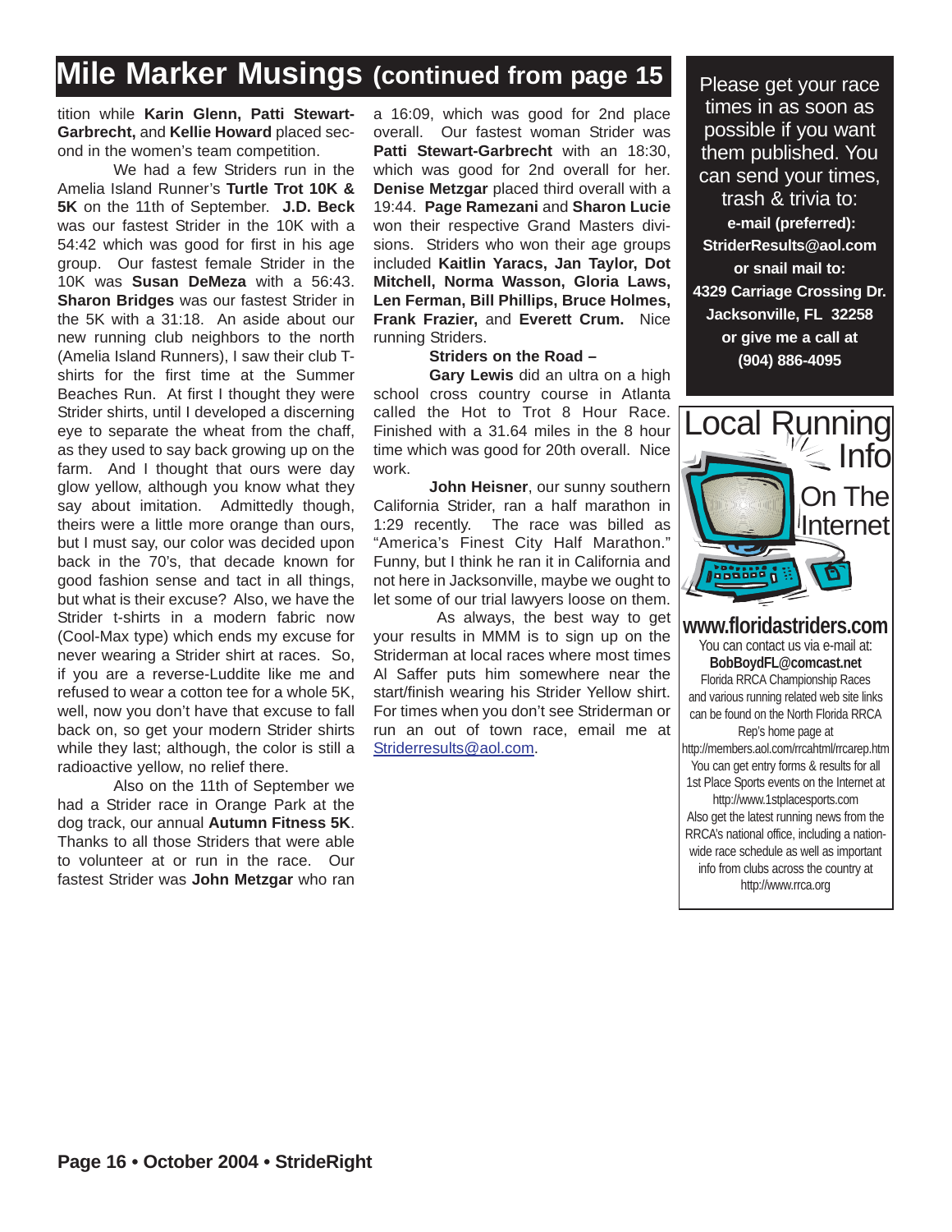# Mile Marker Musings (continued from page 15

tition while **Karin Glenn, Patti Stewart-Garbrecht,** and **Kellie Howard** placed second in the women's team competition.

We had a few Striders run in the Amelia Island Runner's **Turtle Trot 10K & 5K** on the 11th of September. **J.D. Beck** was our fastest Strider in the 10K with a 54:42 which was good for first in his age group. Our fastest female Strider in the 10K was **Susan DeMeza** with a 56:43. **Sharon Bridges** was our fastest Strider in the 5K with a 31:18. An aside about our new running club neighbors to the north (Amelia Island Runners), I saw their club T-shirts for the first time at the Summer Beaches Run. At first I thought they were Strider shirts, until I developed a discerning eye to separate the wheat from the chaff, as they used to say back growing up on the farm. And I thought that ours were day glow yellow, although you know what they say about imitation. Admittedly though, theirs were a little more orange than ours, but I must say, our color was decided upon back in the 70's, that decade known for good fashion sense and tact in all things, but what is their excuse? Also, we have the Strider t-shirts in a modern fabric now (Cool-Max type) which ends my excuse for never wearing a Strider shirt at races. So, if you are a reverse-Luddite like me and refused to wear a cotton tee for a whole 5K, well, now you don't have that excuse to fall back on, so get your modern Strider shirts while they last; although, the color is still a radioactive yellow, no relief there.

Also on the 11th of September we had a Strider race in Orange Park at the dog track, our annual **Autumn Fitness 5K**. Thanks to all those Striders that were able to volunteer at or run in the race. Our fastest Strider was **John Metzgar** who ran a 16:09, which was good for 2nd place overall. Our fastest woman Strider was **Patti Stewart-Garbrecht** with an 18:30, which was good for 2nd overall for her. **Denise Metzgar** placed third overall with a 19:44. **Page Ramezani** and **Sharon Lucie** won their respective Grand Masters divisions. Striders who won their age groups included **Kaitlin Yaracs, Jan Taylor, Dot Mitchell, Norma Wasson, Gloria Laws, Len Ferman, Bill Phillips, Bruce Holmes, Frank Frazier,** and **Everett Crum.** Nice running Striders.

**Striders on the Road –**

**Gary Lewis** did an ultra on a high school cross country course in Atlanta called the Hot to Trot 8 Hour Race. Finished with a 31.64 miles in the 8 hour time which was good for 20th overall. Nice work.

**John Heisner**, our sunny southern California Strider, ran a half marathon in 1:29 recently. The race was billed as "America's Finest City Half Marathon." Funny, but I think he ran it in California and not here in Jacksonville, maybe we ought to let some of our trial lawyers loose on them.

As always, the best way to get your results in MMM is to sign up on the Striderman at local races where most times Al Saffer puts him somewhere near the start/finish wearing his Strider Yellow shirt. For times when you don't see Striderman or run an out of town race, email me at Striderresults@aol.com.

---

Please get your race times in as soon as possible if you want them published. You can send your times, trash & trivia to:

**e-mail (preferred):**
**StriderResults@aol.com**
**or snail mail to:**
**4329 Carriage Crossing Dr.**
**Jacksonville, FL 32258**
**or give me a call at**
**(904) 886-4095**

---

## Local Running Info On The Internet

**www.floridastriders.com**

You can contact us via e-mail at:
**BobBoydFL@comcast.net**

Florida RRCA Championship Races and various running related web site links can be found on the North Florida RRCA Rep's home page at http://members.aol.com/rrcahtml/rrcarep.htm

You can get entry forms & results for all 1st Place Sports events on the Internet at http://www.1stplacesports.com

Also get the latest running news from the RRCA's national office, including a nation-wide race schedule as well as important info from clubs across the country at http://www.rrca.org